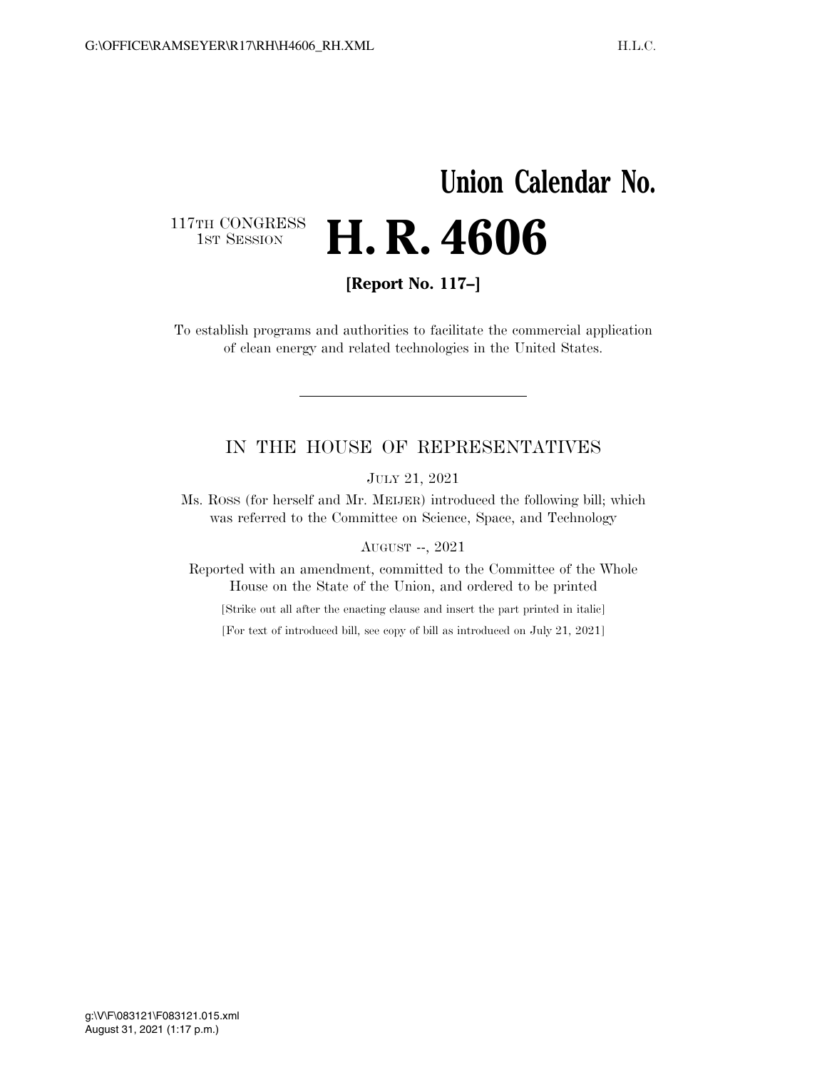# Union Calendar No.

117TH CONGRESS
1ST SESSION

# H. R. 4606

**[Report No. 117–]**

To establish programs and authorities to facilitate the commercial application of clean energy and related technologies in the United States.

---

## IN THE HOUSE OF REPRESENTATIVES

JULY 21, 2021

Ms. ROSS (for herself and Mr. MEIJER) introduced the following bill; which was referred to the Committee on Science, Space, and Technology

AUGUST --, 2021

Reported with an amendment, committed to the Committee of the Whole House on the State of the Union, and ordered to be printed

[Strike out all after the enacting clause and insert the part printed in italic]

[For text of introduced bill, see copy of bill as introduced on July 21, 2021]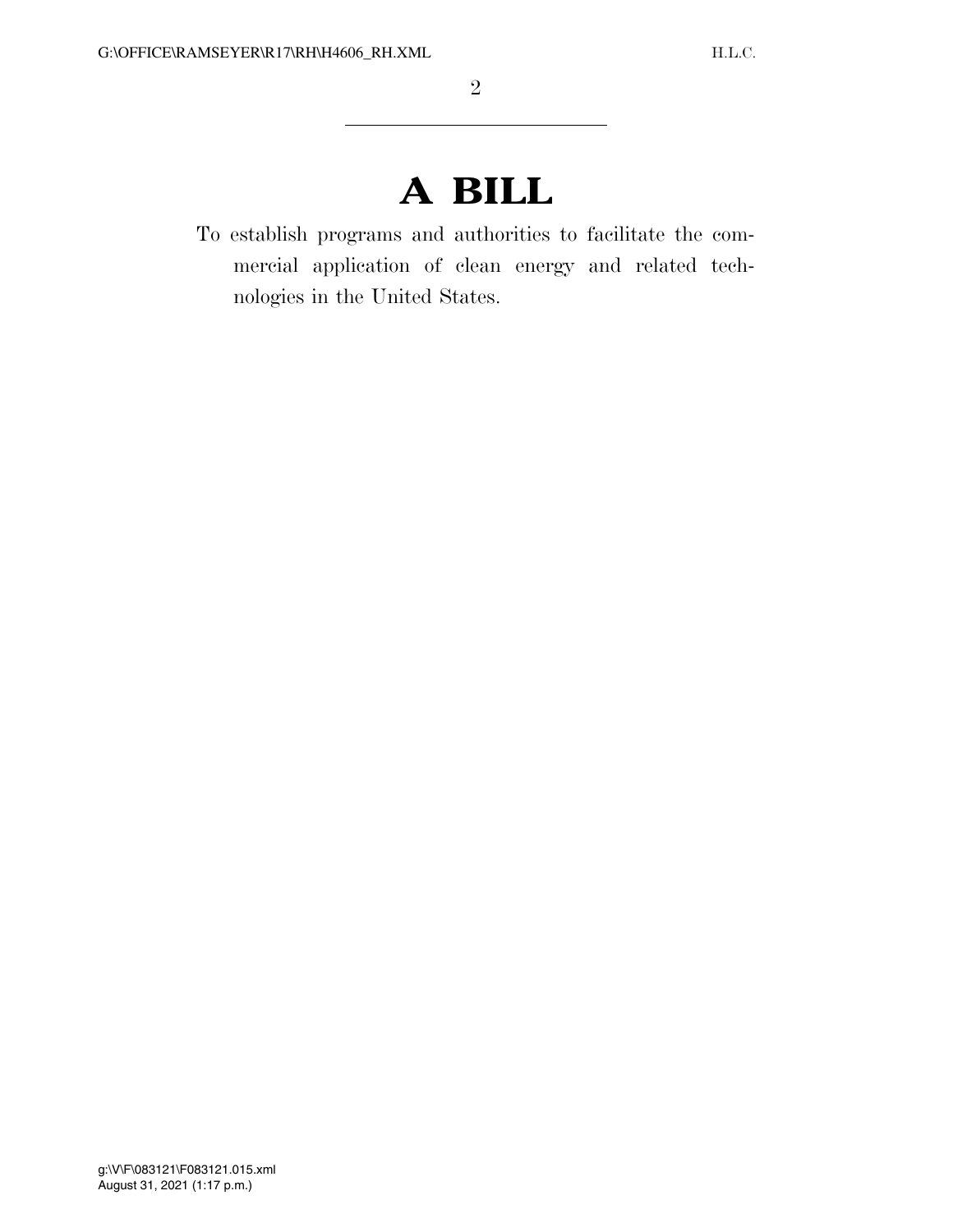# A BILL

To establish programs and authorities to facilitate the commercial application of clean energy and related technologies in the United States.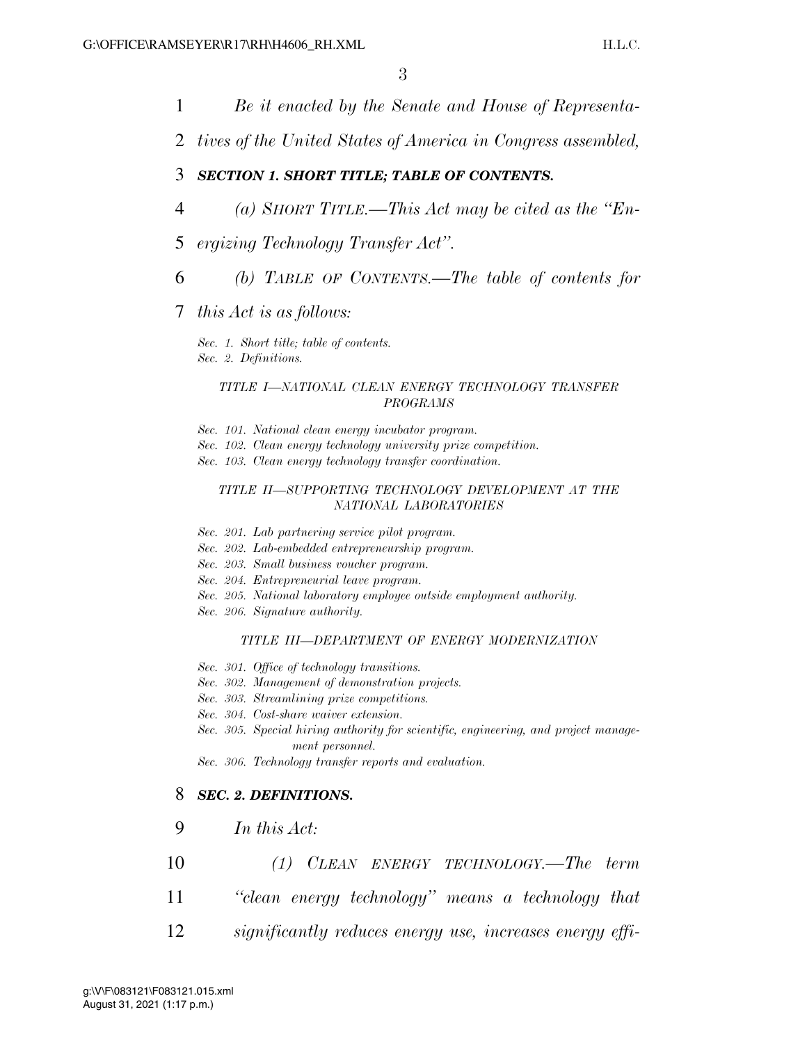*Be it enacted by the Senate and House of Representatives of the United States of America in Congress assembled,*

### ***SECTION 1. SHORT TITLE; TABLE OF CONTENTS.***

*(a) SHORT TITLE.—This Act may be cited as the "Energizing Technology Transfer Act".*

*(b) TABLE OF CONTENTS.—The table of contents for this Act is as follows:*

*Sec. 1. Short title; table of contents.*
*Sec. 2. Definitions.*

*TITLE I—NATIONAL CLEAN ENERGY TECHNOLOGY TRANSFER PROGRAMS*

*Sec. 101. National clean energy incubator program.*
*Sec. 102. Clean energy technology university prize competition.*
*Sec. 103. Clean energy technology transfer coordination.*

*TITLE II—SUPPORTING TECHNOLOGY DEVELOPMENT AT THE NATIONAL LABORATORIES*

*Sec. 201. Lab partnering service pilot program.*
*Sec. 202. Lab-embedded entrepreneurship program.*
*Sec. 203. Small business voucher program.*
*Sec. 204. Entrepreneurial leave program.*
*Sec. 205. National laboratory employee outside employment authority.*
*Sec. 206. Signature authority.*

*TITLE III—DEPARTMENT OF ENERGY MODERNIZATION*

*Sec. 301. Office of technology transitions.*
*Sec. 302. Management of demonstration projects.*
*Sec. 303. Streamlining prize competitions.*
*Sec. 304. Cost-share waiver extension.*
*Sec. 305. Special hiring authority for scientific, engineering, and project management personnel.*
*Sec. 306. Technology transfer reports and evaluation.*

### ***SEC. 2. DEFINITIONS.***

*In this Act:*

*(1) CLEAN ENERGY TECHNOLOGY.—The term "clean energy technology" means a technology that significantly reduces energy use, increases energy effi-*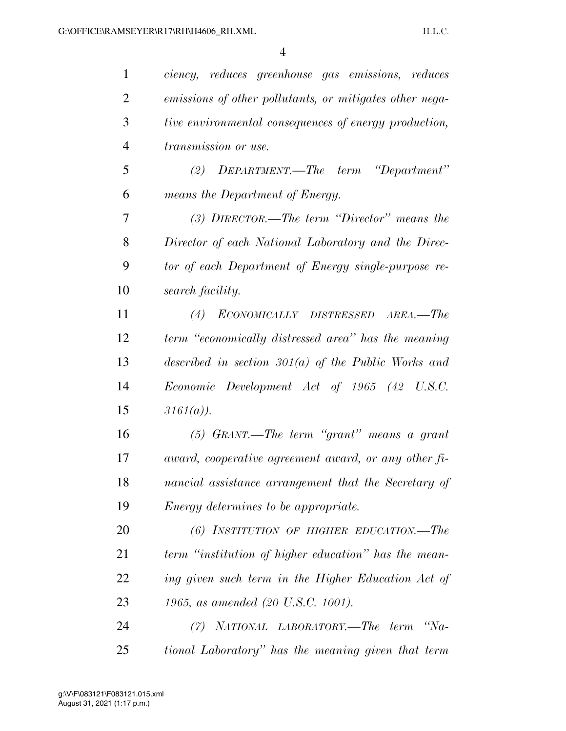*ciency, reduces greenhouse gas emissions, reduces emissions of other pollutants, or mitigates other negative environmental consequences of energy production, transmission or use.*

*(2) DEPARTMENT.—The term "Department" means the Department of Energy.*

*(3) DIRECTOR.—The term "Director" means the Director of each National Laboratory and the Director of each Department of Energy single-purpose research facility.*

*(4) ECONOMICALLY DISTRESSED AREA.—The term "economically distressed area" has the meaning described in section 301(a) of the Public Works and Economic Development Act of 1965 (42 U.S.C. 3161(a)).*

*(5) GRANT.—The term "grant" means a grant award, cooperative agreement award, or any other financial assistance arrangement that the Secretary of Energy determines to be appropriate.*

*(6) INSTITUTION OF HIGHER EDUCATION.—The term "institution of higher education" has the meaning given such term in the Higher Education Act of 1965, as amended (20 U.S.C. 1001).*

*(7) NATIONAL LABORATORY.—The term "National Laboratory" has the meaning given that term*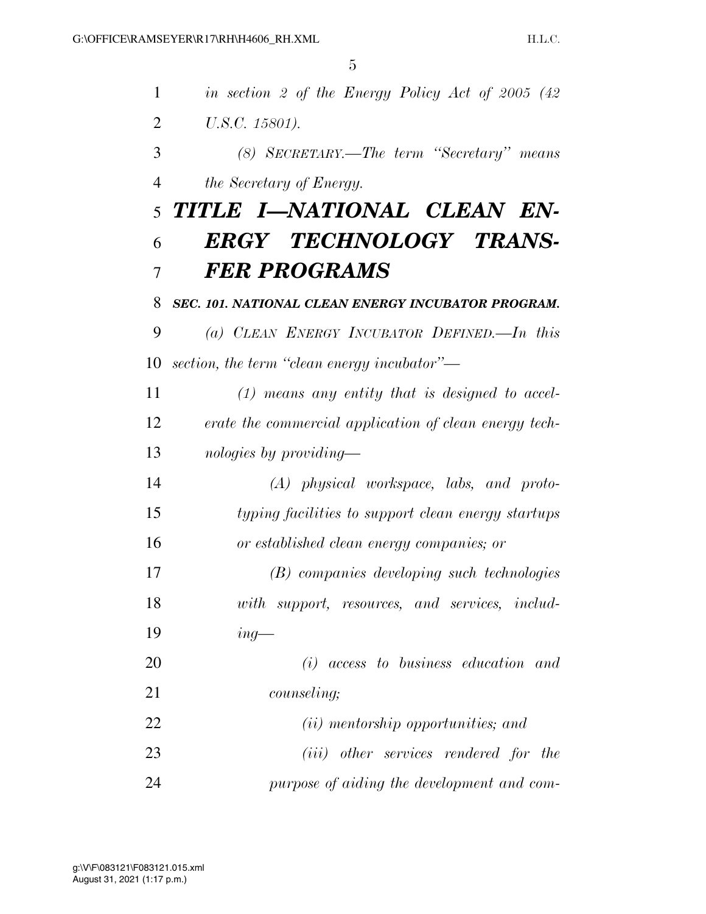*in section 2 of the Energy Policy Act of 2005 (42 U.S.C. 15801).*

*(8) SECRETARY.—The term "Secretary" means the Secretary of Energy.*

# *TITLE I—NATIONAL CLEAN ENERGY TECHNOLOGY TRANSFER PROGRAMS*

## *SEC. 101. NATIONAL CLEAN ENERGY INCUBATOR PROGRAM.*

*(a) CLEAN ENERGY INCUBATOR DEFINED.—In this section, the term "clean energy incubator"—*

*(1) means any entity that is designed to accelerate the commercial application of clean energy technologies by providing—*

*(A) physical workspace, labs, and prototyping facilities to support clean energy startups or established clean energy companies; or*

*(B) companies developing such technologies with support, resources, and services, including—*

*(i) access to business education and counseling;*

*(ii) mentorship opportunities; and*

*(iii) other services rendered for the purpose of aiding the development and com-*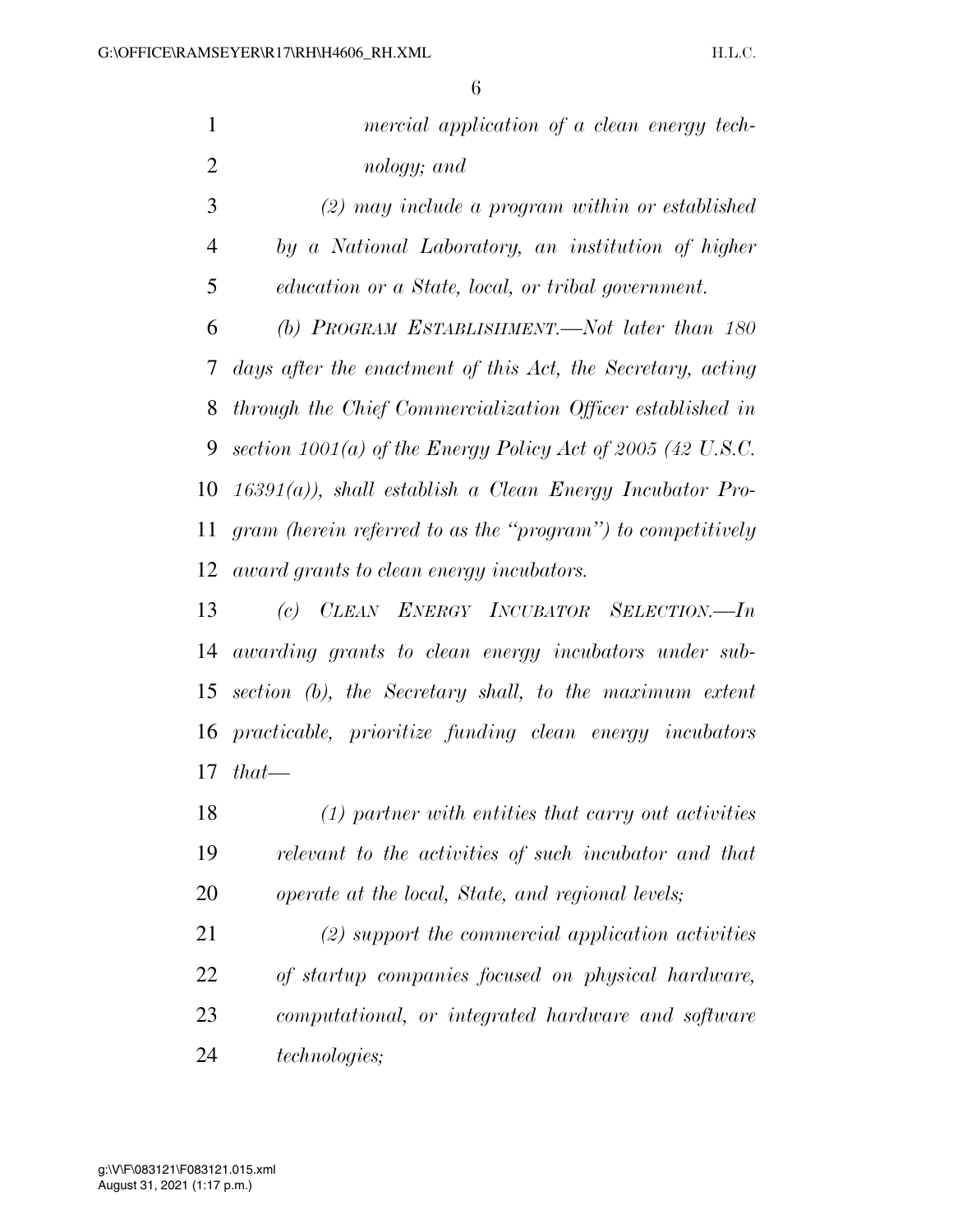*mercial application of a clean energy technology; and*

*(2) may include a program within or established by a National Laboratory, an institution of higher education or a State, local, or tribal government.*

*(b) PROGRAM ESTABLISHMENT.—Not later than 180 days after the enactment of this Act, the Secretary, acting through the Chief Commercialization Officer established in section 1001(a) of the Energy Policy Act of 2005 (42 U.S.C. 16391(a)), shall establish a Clean Energy Incubator Program (herein referred to as the "program") to competitively award grants to clean energy incubators.*

*(c) CLEAN ENERGY INCUBATOR SELECTION.—In awarding grants to clean energy incubators under subsection (b), the Secretary shall, to the maximum extent practicable, prioritize funding clean energy incubators that—*

*(1) partner with entities that carry out activities relevant to the activities of such incubator and that operate at the local, State, and regional levels;*

*(2) support the commercial application activities of startup companies focused on physical hardware, computational, or integrated hardware and software technologies;*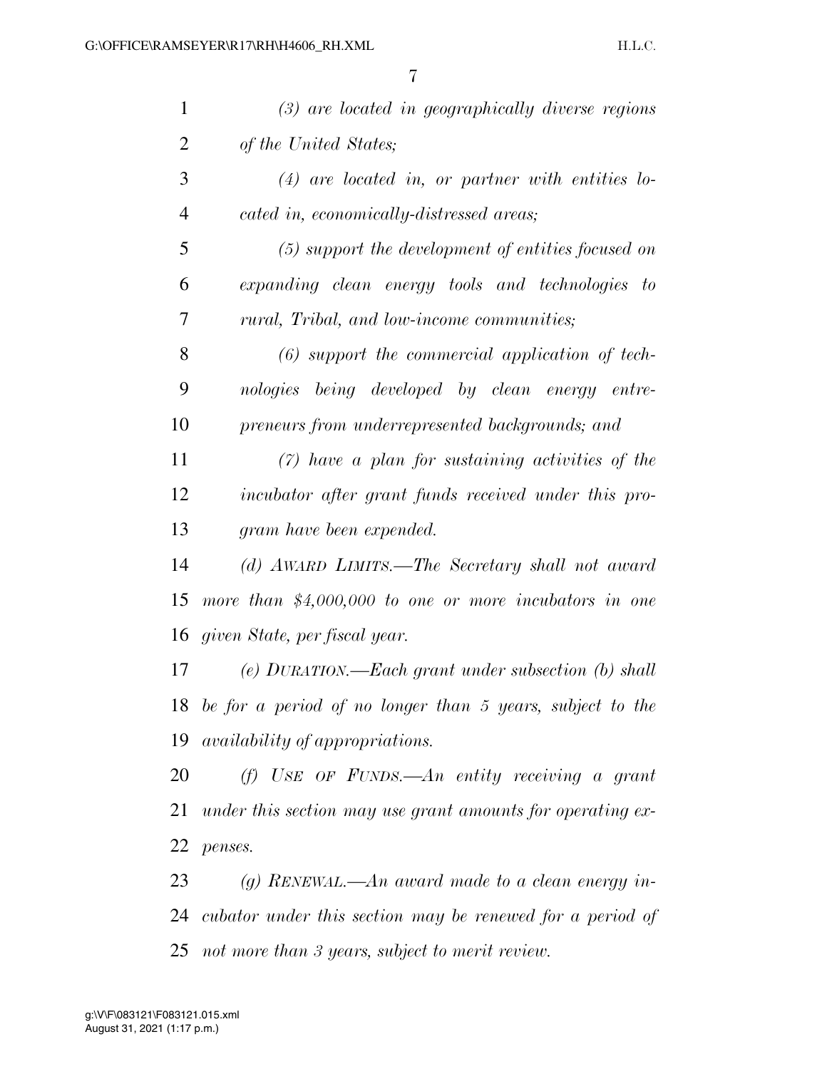*(3) are located in geographically diverse regions of the United States;*

*(4) are located in, or partner with entities located in, economically-distressed areas;*

*(5) support the development of entities focused on expanding clean energy tools and technologies to rural, Tribal, and low-income communities;*

*(6) support the commercial application of technologies being developed by clean energy entrepreneurs from underrepresented backgrounds; and*

*(7) have a plan for sustaining activities of the incubator after grant funds received under this program have been expended.*

*(d) AWARD LIMITS.—The Secretary shall not award more than $4,000,000 to one or more incubators in one given State, per fiscal year.*

*(e) DURATION.—Each grant under subsection (b) shall be for a period of no longer than 5 years, subject to the availability of appropriations.*

*(f) USE OF FUNDS.—An entity receiving a grant under this section may use grant amounts for operating expenses.*

*(g) RENEWAL.—An award made to a clean energy incubator under this section may be renewed for a period of not more than 3 years, subject to merit review.*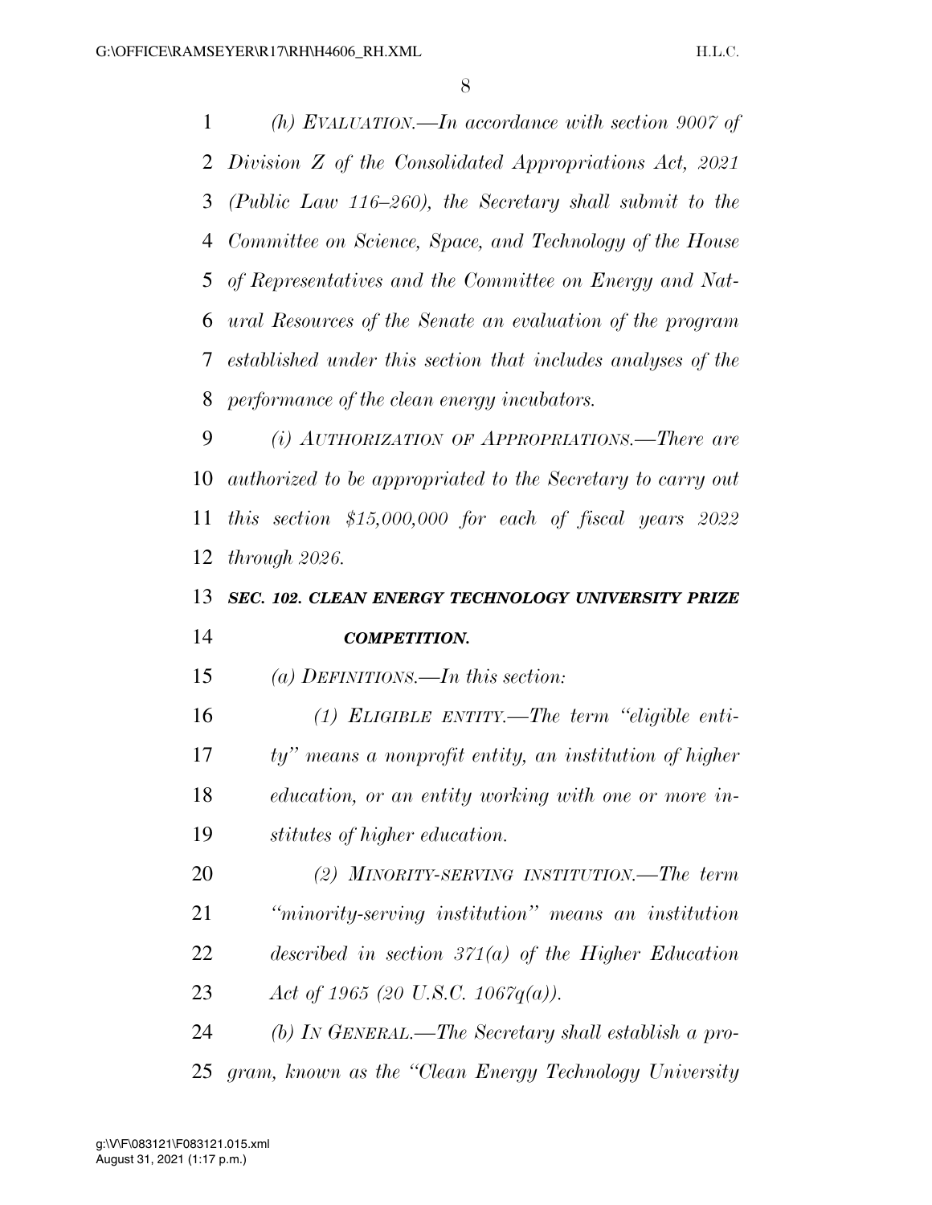*(h) EVALUATION.—In accordance with section 9007 of Division Z of the Consolidated Appropriations Act, 2021 (Public Law 116–260), the Secretary shall submit to the Committee on Science, Space, and Technology of the House of Representatives and the Committee on Energy and Natural Resources of the Senate an evaluation of the program established under this section that includes analyses of the performance of the clean energy incubators.*

*(i) AUTHORIZATION OF APPROPRIATIONS.—There are authorized to be appropriated to the Secretary to carry out this section $15,000,000 for each of fiscal years 2022 through 2026.*

### *SEC. 102. CLEAN ENERGY TECHNOLOGY UNIVERSITY PRIZE COMPETITION.*

*(a) DEFINITIONS.—In this section:*

*(1) ELIGIBLE ENTITY.—The term "eligible entity" means a nonprofit entity, an institution of higher education, or an entity working with one or more institutes of higher education.*

*(2) MINORITY-SERVING INSTITUTION.—The term "minority-serving institution" means an institution described in section 371(a) of the Higher Education Act of 1965 (20 U.S.C. 1067q(a)).*

*(b) IN GENERAL.—The Secretary shall establish a program, known as the "Clean Energy Technology University*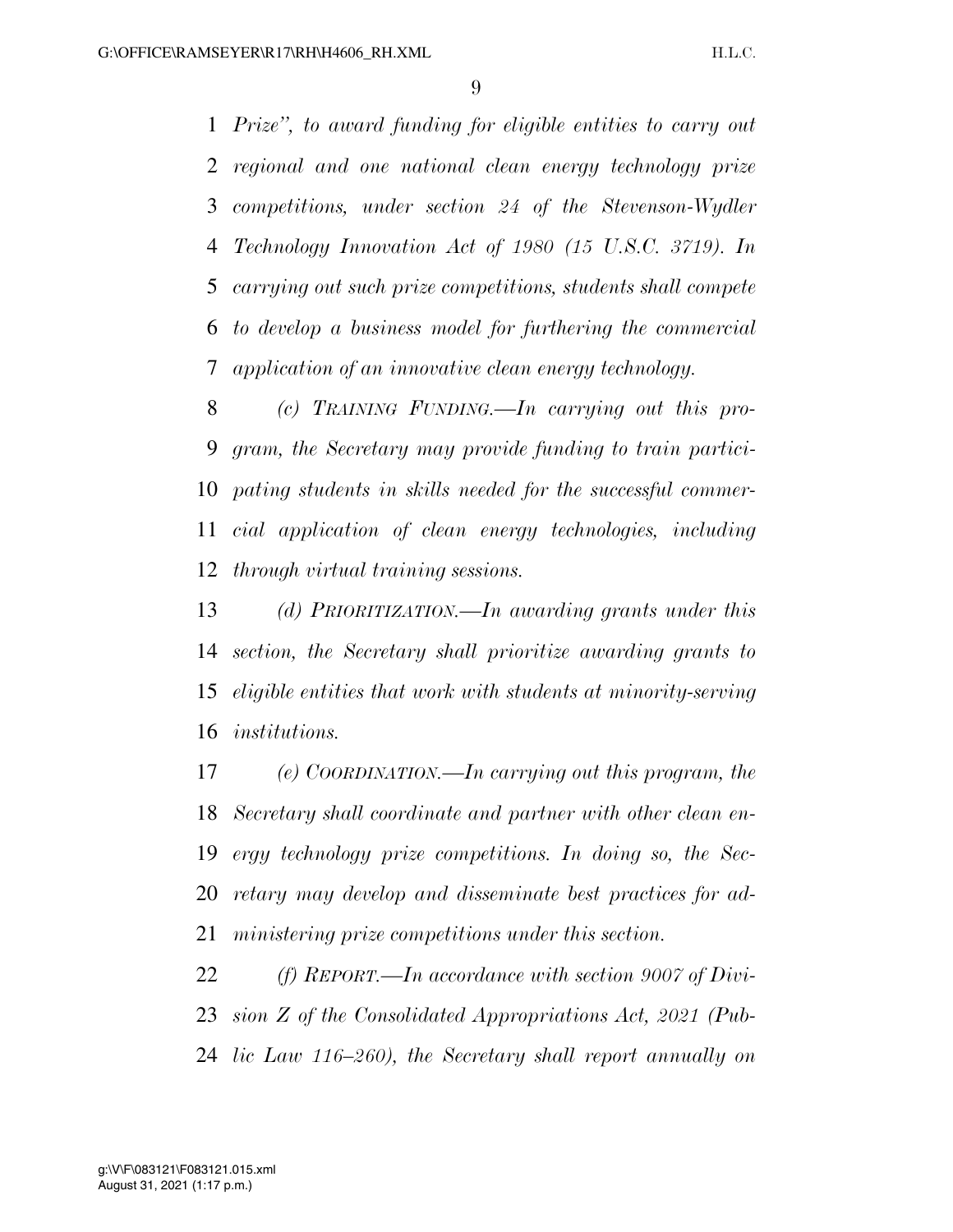*Prize", to award funding for eligible entities to carry out regional and one national clean energy technology prize competitions, under section 24 of the Stevenson-Wydler Technology Innovation Act of 1980 (15 U.S.C. 3719). In carrying out such prize competitions, students shall compete to develop a business model for furthering the commercial application of an innovative clean energy technology.*

*(c) TRAINING FUNDING.—In carrying out this program, the Secretary may provide funding to train participating students in skills needed for the successful commercial application of clean energy technologies, including through virtual training sessions.*

*(d) PRIORITIZATION.—In awarding grants under this section, the Secretary shall prioritize awarding grants to eligible entities that work with students at minority-serving institutions.*

*(e) COORDINATION.—In carrying out this program, the Secretary shall coordinate and partner with other clean energy technology prize competitions. In doing so, the Secretary may develop and disseminate best practices for administering prize competitions under this section.*

*(f) REPORT.—In accordance with section 9007 of Division Z of the Consolidated Appropriations Act, 2021 (Public Law 116–260), the Secretary shall report annually on*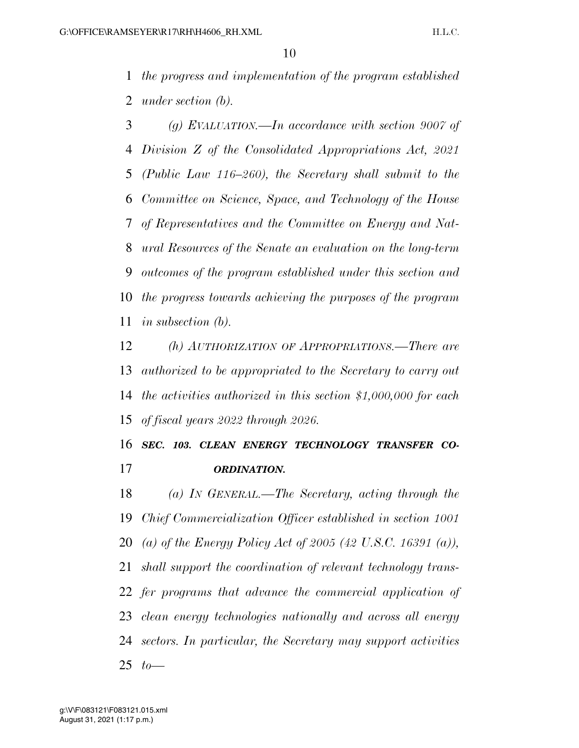*the progress and implementation of the program established under section (b).*

*(g) EVALUATION.—In accordance with section 9007 of Division Z of the Consolidated Appropriations Act, 2021 (Public Law 116–260), the Secretary shall submit to the Committee on Science, Space, and Technology of the House of Representatives and the Committee on Energy and Natural Resources of the Senate an evaluation on the long-term outcomes of the program established under this section and the progress towards achieving the purposes of the program in subsection (b).*

*(h) AUTHORIZATION OF APPROPRIATIONS.—There are authorized to be appropriated to the Secretary to carry out the activities authorized in this section $1,000,000 for each of fiscal years 2022 through 2026.*

***SEC. 103. CLEAN ENERGY TECHNOLOGY TRANSFER COORDINATION.***

*(a) IN GENERAL.—The Secretary, acting through the Chief Commercialization Officer established in section 1001 (a) of the Energy Policy Act of 2005 (42 U.S.C. 16391 (a)), shall support the coordination of relevant technology transfer programs that advance the commercial application of clean energy technologies nationally and across all energy sectors. In particular, the Secretary may support activities to—*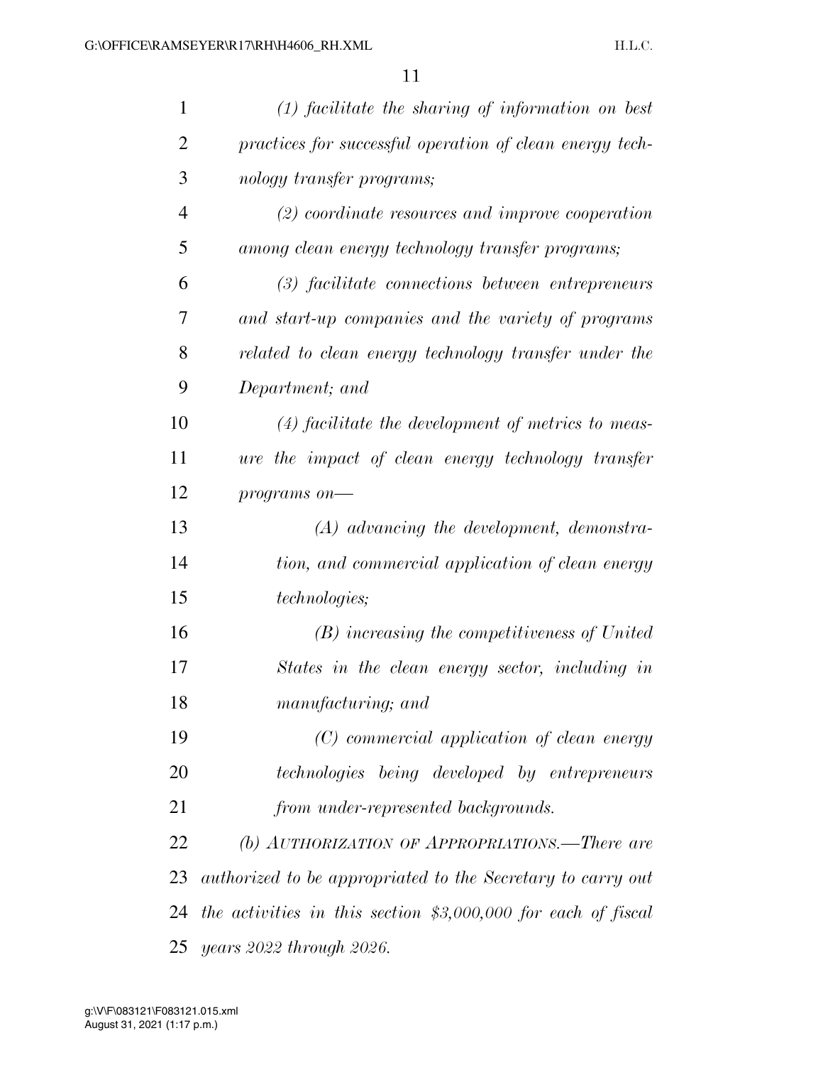*(1) facilitate the sharing of information on best practices for successful operation of clean energy technology transfer programs;*

*(2) coordinate resources and improve cooperation among clean energy technology transfer programs;*

*(3) facilitate connections between entrepreneurs and start-up companies and the variety of programs related to clean energy technology transfer under the Department; and*

*(4) facilitate the development of metrics to measure the impact of clean energy technology transfer programs on—*

*(A) advancing the development, demonstration, and commercial application of clean energy technologies;*

*(B) increasing the competitiveness of United States in the clean energy sector, including in manufacturing; and*

*(C) commercial application of clean energy technologies being developed by entrepreneurs from under-represented backgrounds.*

*(b) AUTHORIZATION OF APPROPRIATIONS.—There are authorized to be appropriated to the Secretary to carry out the activities in this section $3,000,000 for each of fiscal years 2022 through 2026.*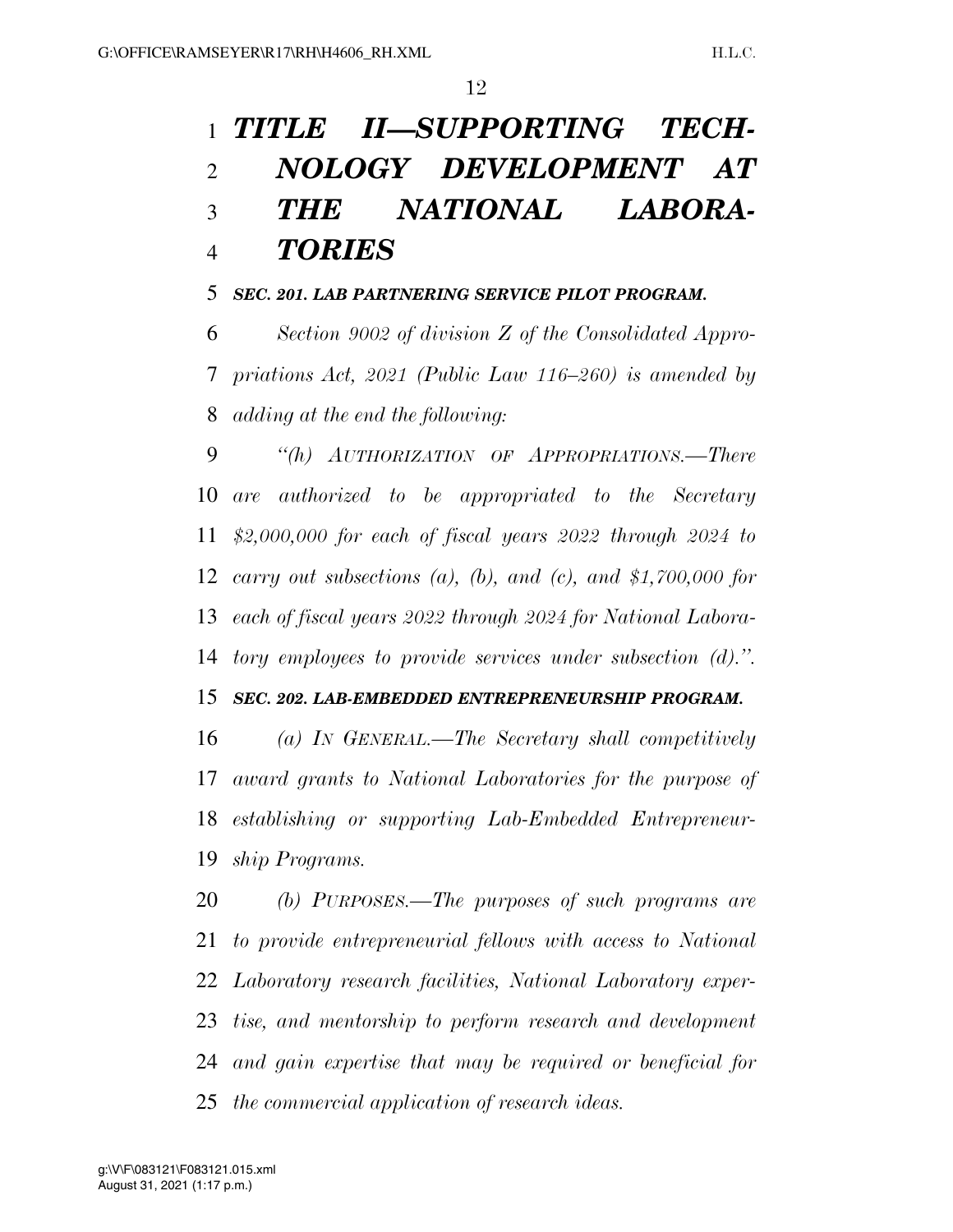# *TITLE II—SUPPORTING TECHNOLOGY DEVELOPMENT AT THE NATIONAL LABORATORIES*

### *SEC. 201. LAB PARTNERING SERVICE PILOT PROGRAM.*

*Section 9002 of division Z of the Consolidated Appropriations Act, 2021 (Public Law 116–260) is amended by adding at the end the following:*

*"(h) AUTHORIZATION OF APPROPRIATIONS.—There are authorized to be appropriated to the Secretary $2,000,000 for each of fiscal years 2022 through 2024 to carry out subsections (a), (b), and (c), and $1,700,000 for each of fiscal years 2022 through 2024 for National Laboratory employees to provide services under subsection (d).".*

### *SEC. 202. LAB-EMBEDDED ENTREPRENEURSHIP PROGRAM.*

*(a) IN GENERAL.—The Secretary shall competitively award grants to National Laboratories for the purpose of establishing or supporting Lab-Embedded Entrepreneurship Programs.*

*(b) PURPOSES.—The purposes of such programs are to provide entrepreneurial fellows with access to National Laboratory research facilities, National Laboratory expertise, and mentorship to perform research and development and gain expertise that may be required or beneficial for the commercial application of research ideas.*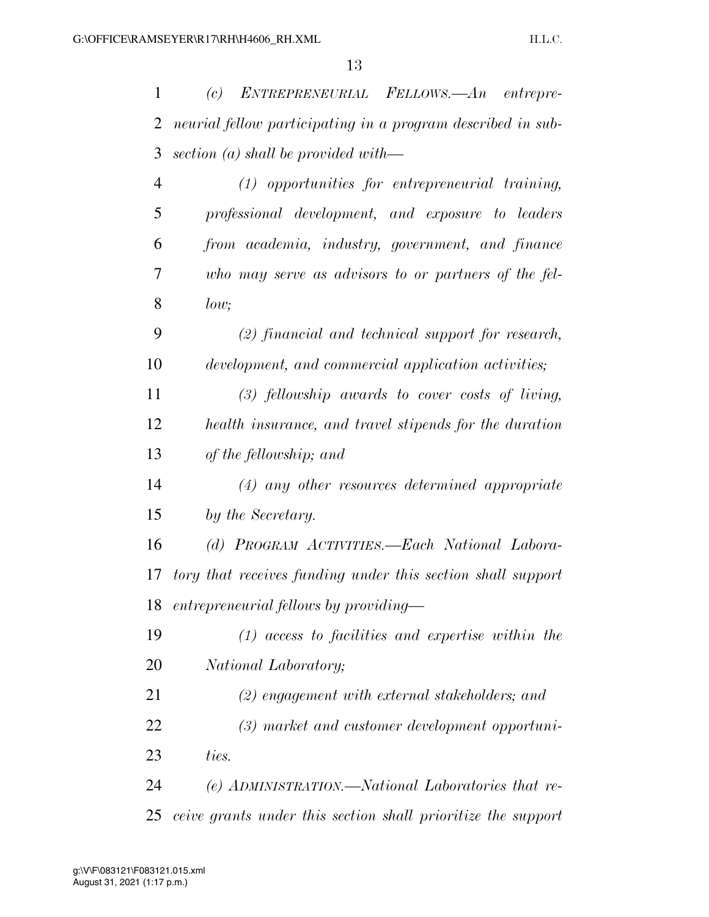*(c) Entrepreneurial Fellows.—An entrepreneurial fellow participating in a program described in subsection (a) shall be provided with—*

*(1) opportunities for entrepreneurial training, professional development, and exposure to leaders from academia, industry, government, and finance who may serve as advisors to or partners of the fellow;*

*(2) financial and technical support for research, development, and commercial application activities;*

*(3) fellowship awards to cover costs of living, health insurance, and travel stipends for the duration of the fellowship; and*

*(4) any other resources determined appropriate by the Secretary.*

*(d) Program Activities.—Each National Laboratory that receives funding under this section shall support entrepreneurial fellows by providing—*

*(1) access to facilities and expertise within the National Laboratory;*

*(2) engagement with external stakeholders; and*

*(3) market and customer development opportunities.*

*(e) Administration.—National Laboratories that receive grants under this section shall prioritize the support*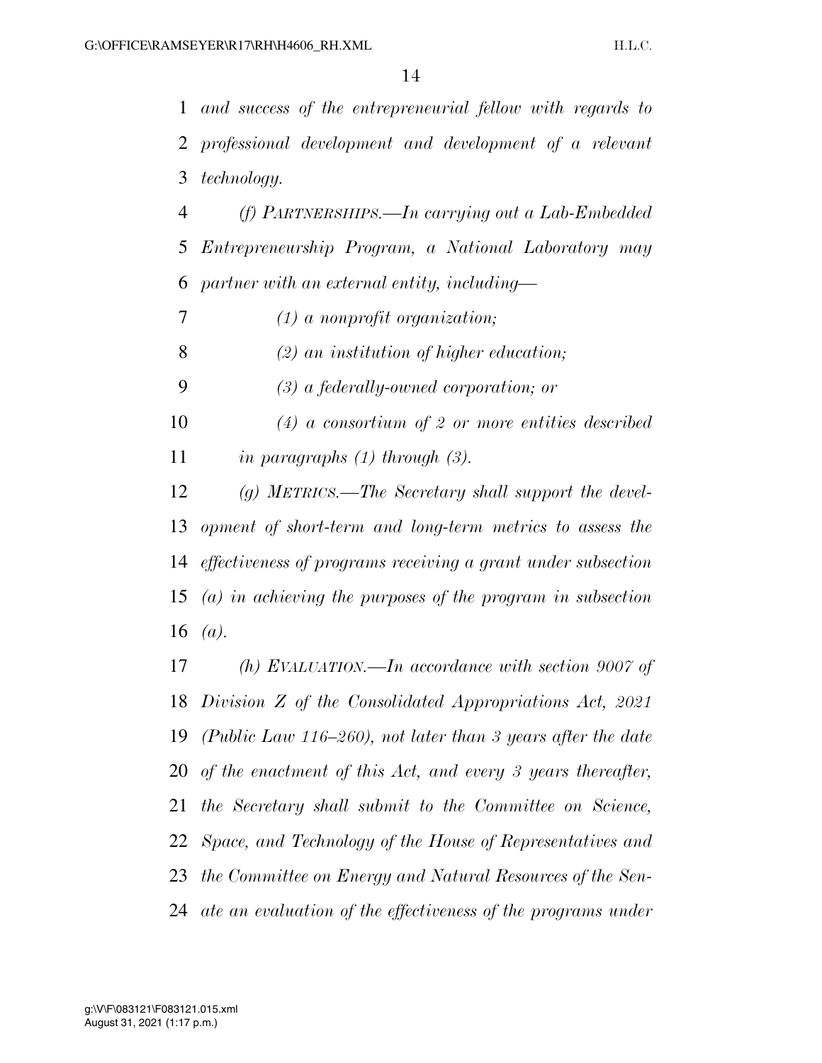*and success of the entrepreneurial fellow with regards to professional development and development of a relevant technology.*

*(f) PARTNERSHIPS.—In carrying out a Lab-Embedded Entrepreneurship Program, a National Laboratory may partner with an external entity, including—*

*(1) a nonprofit organization;*

*(2) an institution of higher education;*

*(3) a federally-owned corporation; or*

*(4) a consortium of 2 or more entities described in paragraphs (1) through (3).*

*(g) METRICS.—The Secretary shall support the development of short-term and long-term metrics to assess the effectiveness of programs receiving a grant under subsection (a) in achieving the purposes of the program in subsection (a).*

*(h) EVALUATION.—In accordance with section 9007 of Division Z of the Consolidated Appropriations Act, 2021 (Public Law 116–260), not later than 3 years after the date of the enactment of this Act, and every 3 years thereafter, the Secretary shall submit to the Committee on Science, Space, and Technology of the House of Representatives and the Committee on Energy and Natural Resources of the Senate an evaluation of the effectiveness of the programs under*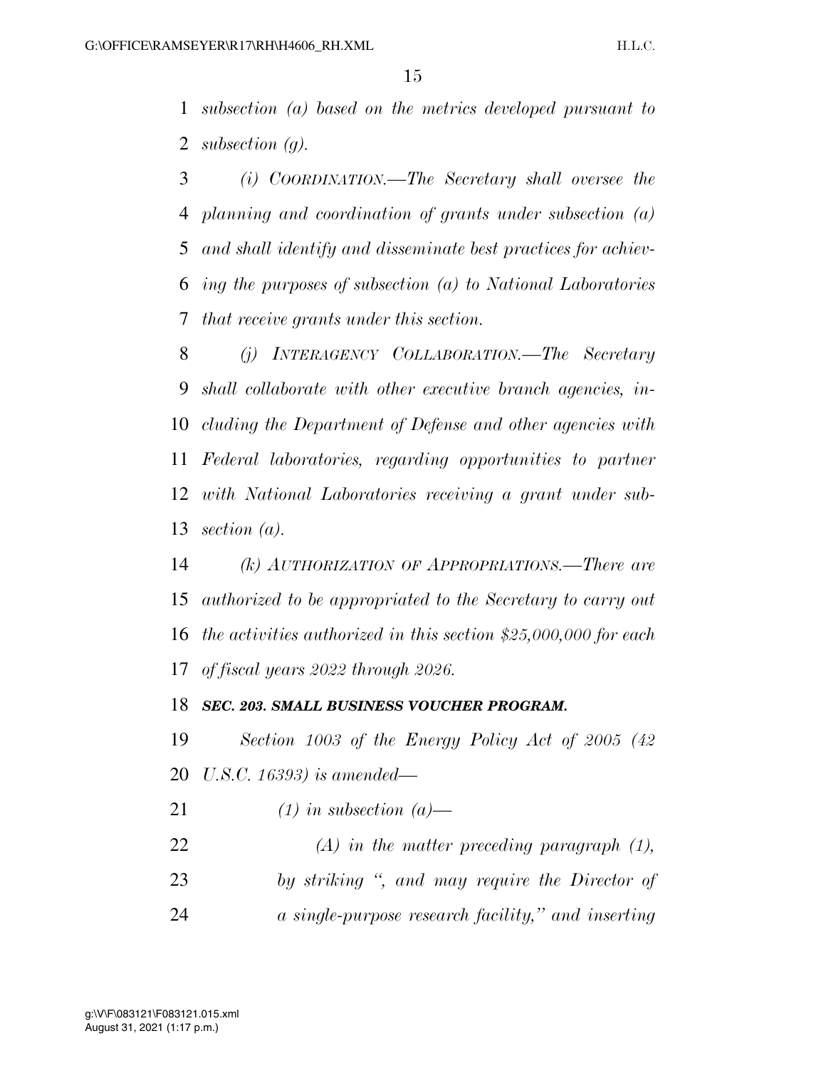*subsection (a) based on the metrics developed pursuant to subsection (g).*

*(i) COORDINATION.—The Secretary shall oversee the planning and coordination of grants under subsection (a) and shall identify and disseminate best practices for achieving the purposes of subsection (a) to National Laboratories that receive grants under this section.*

*(j) INTERAGENCY COLLABORATION.—The Secretary shall collaborate with other executive branch agencies, including the Department of Defense and other agencies with Federal laboratories, regarding opportunities to partner with National Laboratories receiving a grant under subsection (a).*

*(k) AUTHORIZATION OF APPROPRIATIONS.—There are authorized to be appropriated to the Secretary to carry out the activities authorized in this section $25,000,000 for each of fiscal years 2022 through 2026.*

***SEC. 203. SMALL BUSINESS VOUCHER PROGRAM.***

*Section 1003 of the Energy Policy Act of 2005 (42 U.S.C. 16393) is amended—*

*(1) in subsection (a)—*

*(A) in the matter preceding paragraph (1), by striking ", and may require the Director of a single-purpose research facility," and inserting*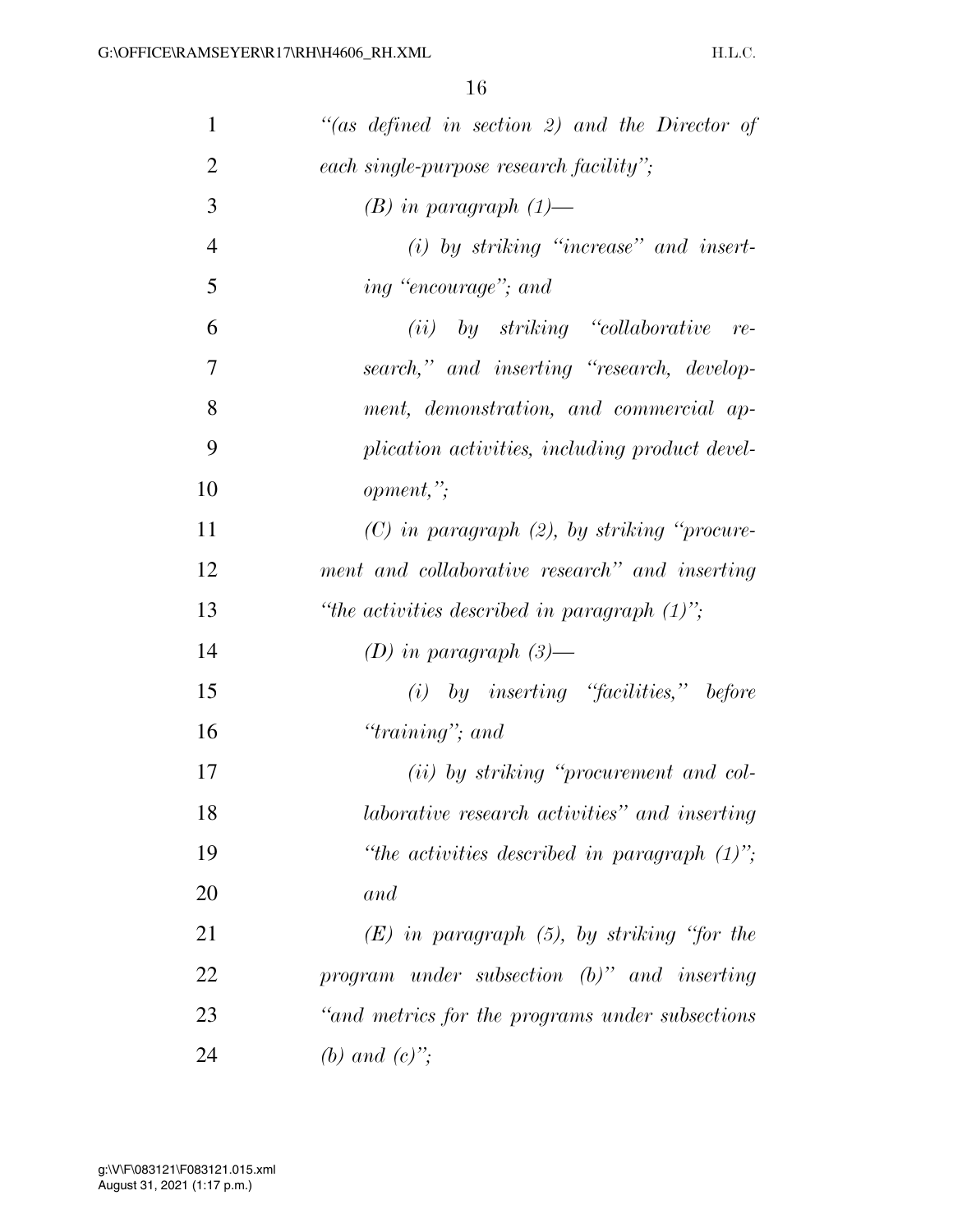*"(as defined in section 2) and the Director of each single-purpose research facility";*

*(B) in paragraph (1)—*

*(i) by striking "increase" and inserting "encourage"; and*

*(ii) by striking "collaborative research," and inserting "research, development, demonstration, and commercial application activities, including product development,";*

*(C) in paragraph (2), by striking "procurement and collaborative research" and inserting "the activities described in paragraph (1)";*

*(D) in paragraph (3)—*

*(i) by inserting "facilities," before "training"; and*

*(ii) by striking "procurement and collaborative research activities" and inserting "the activities described in paragraph (1)"; and*

*(E) in paragraph (5), by striking "for the program under subsection (b)" and inserting "and metrics for the programs under subsections (b) and (c)";*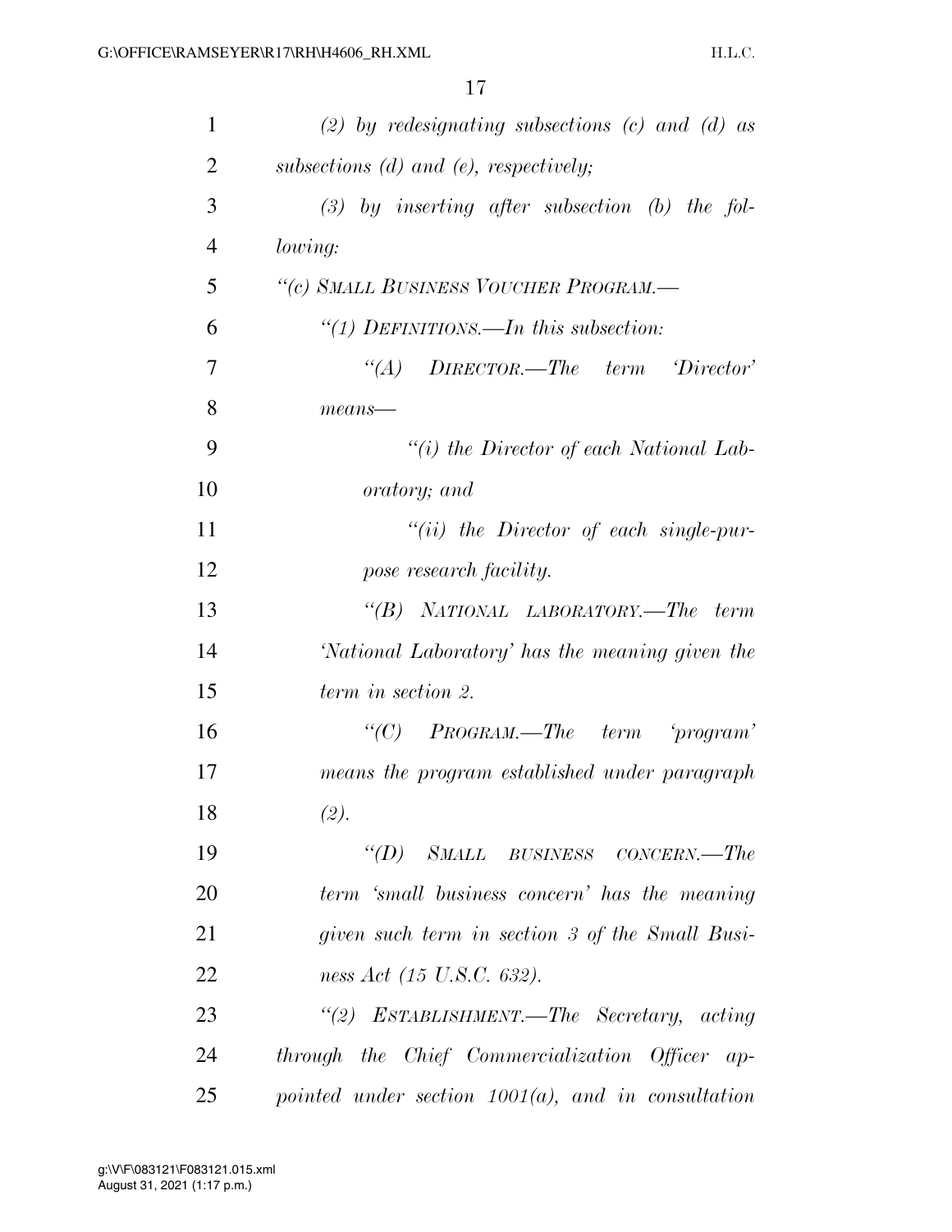*(2) by redesignating subsections (c) and (d) as subsections (d) and (e), respectively;*

*(3) by inserting after subsection (b) the following:*

*"(c) SMALL BUSINESS VOUCHER PROGRAM.—*

*"(1) DEFINITIONS.—In this subsection:*

*"(A) DIRECTOR.—The term 'Director' means—*

*"(i) the Director of each National Laboratory; and*

*"(ii) the Director of each single-purpose research facility.*

*"(B) NATIONAL LABORATORY.—The term 'National Laboratory' has the meaning given the term in section 2.*

*"(C) PROGRAM.—The term 'program' means the program established under paragraph (2).*

*"(D) SMALL BUSINESS CONCERN.—The term 'small business concern' has the meaning given such term in section 3 of the Small Business Act (15 U.S.C. 632).*

*"(2) ESTABLISHMENT.—The Secretary, acting through the Chief Commercialization Officer appointed under section 1001(a), and in consultation*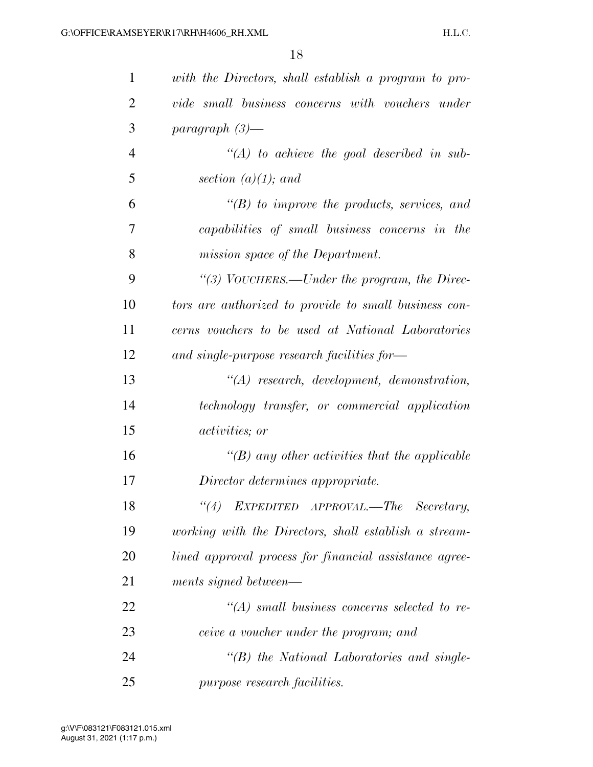*with the Directors, shall establish a program to provide small business concerns with vouchers under paragraph (3)—*

*“(A) to achieve the goal described in subsection (a)(1); and*

*“(B) to improve the products, services, and capabilities of small business concerns in the mission space of the Department.*

*“(3) VOUCHERS.—Under the program, the Directors are authorized to provide to small business concerns vouchers to be used at National Laboratories and single-purpose research facilities for—*

*“(A) research, development, demonstration, technology transfer, or commercial application activities; or*

*“(B) any other activities that the applicable Director determines appropriate.*

*“(4) EXPEDITED APPROVAL.—The Secretary, working with the Directors, shall establish a streamlined approval process for financial assistance agreements signed between—*

*“(A) small business concerns selected to receive a voucher under the program; and*

*“(B) the National Laboratories and single-purpose research facilities.*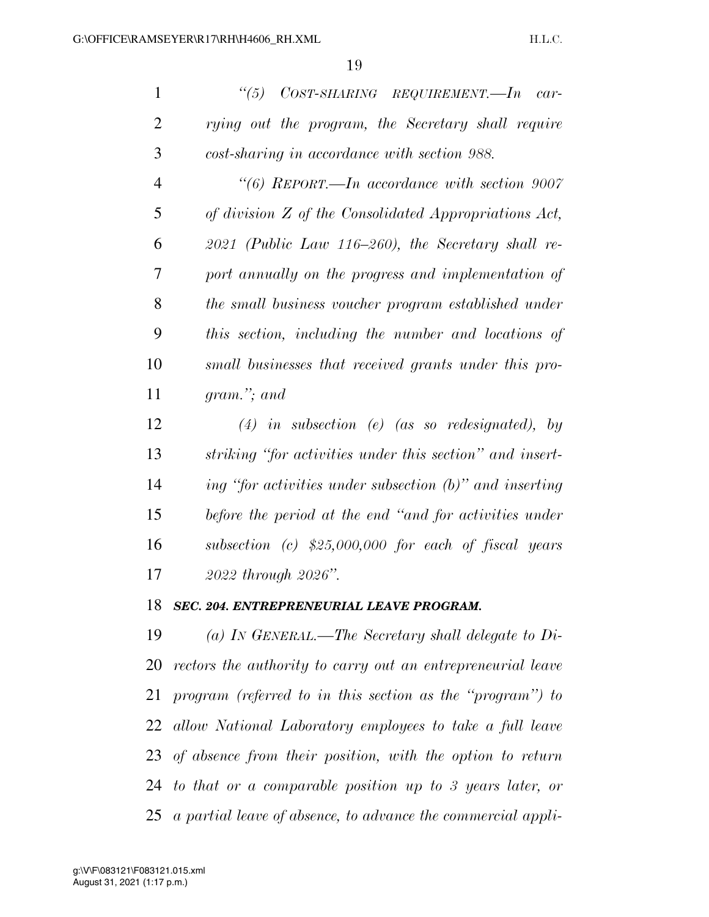*"(5) COST-SHARING REQUIREMENT.—In carrying out the program, the Secretary shall require cost-sharing in accordance with section 988.*

*"(6) REPORT.—In accordance with section 9007 of division Z of the Consolidated Appropriations Act, 2021 (Public Law 116–260), the Secretary shall report annually on the progress and implementation of the small business voucher program established under this section, including the number and locations of small businesses that received grants under this program."; and*

*(4) in subsection (e) (as so redesignated), by striking "for activities under this section" and inserting "for activities under subsection (b)" and inserting before the period at the end "and for activities under subsection (c) $25,000,000 for each of fiscal years 2022 through 2026".*

### ***SEC. 204. ENTREPRENEURIAL LEAVE PROGRAM.***

*(a) IN GENERAL.—The Secretary shall delegate to Directors the authority to carry out an entrepreneurial leave program (referred to in this section as the "program") to allow National Laboratory employees to take a full leave of absence from their position, with the option to return to that or a comparable position up to 3 years later, or a partial leave of absence, to advance the commercial appli-*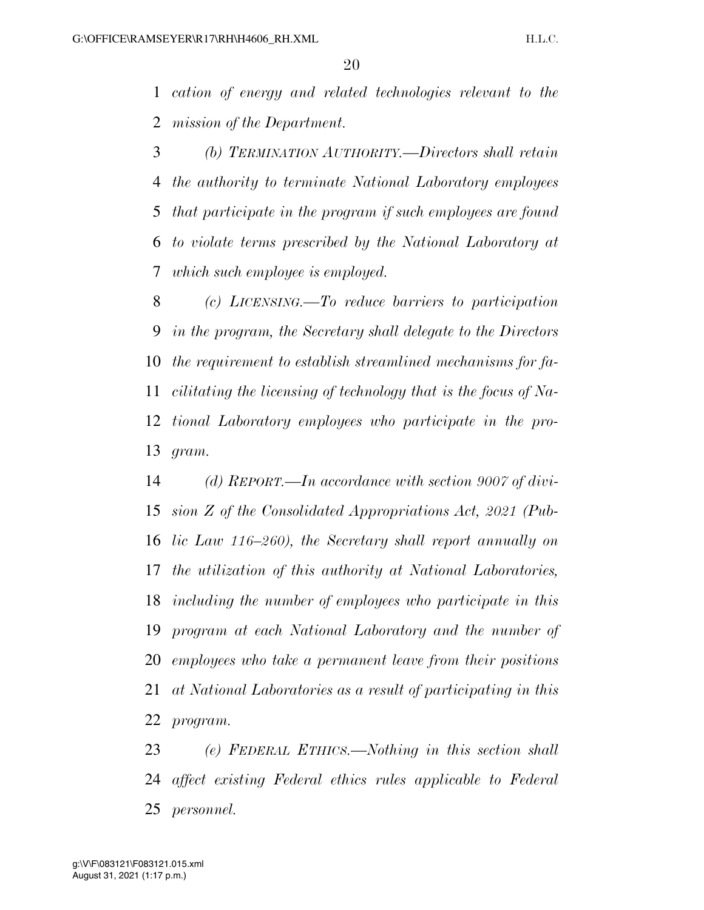*cation of energy and related technologies relevant to the mission of the Department.*

*(b) TERMINATION AUTHORITY.—Directors shall retain the authority to terminate National Laboratory employees that participate in the program if such employees are found to violate terms prescribed by the National Laboratory at which such employee is employed.*

*(c) LICENSING.—To reduce barriers to participation in the program, the Secretary shall delegate to the Directors the requirement to establish streamlined mechanisms for facilitating the licensing of technology that is the focus of National Laboratory employees who participate in the program.*

*(d) REPORT.—In accordance with section 9007 of division Z of the Consolidated Appropriations Act, 2021 (Public Law 116–260), the Secretary shall report annually on the utilization of this authority at National Laboratories, including the number of employees who participate in this program at each National Laboratory and the number of employees who take a permanent leave from their positions at National Laboratories as a result of participating in this program.*

*(e) FEDERAL ETHICS.—Nothing in this section shall affect existing Federal ethics rules applicable to Federal personnel.*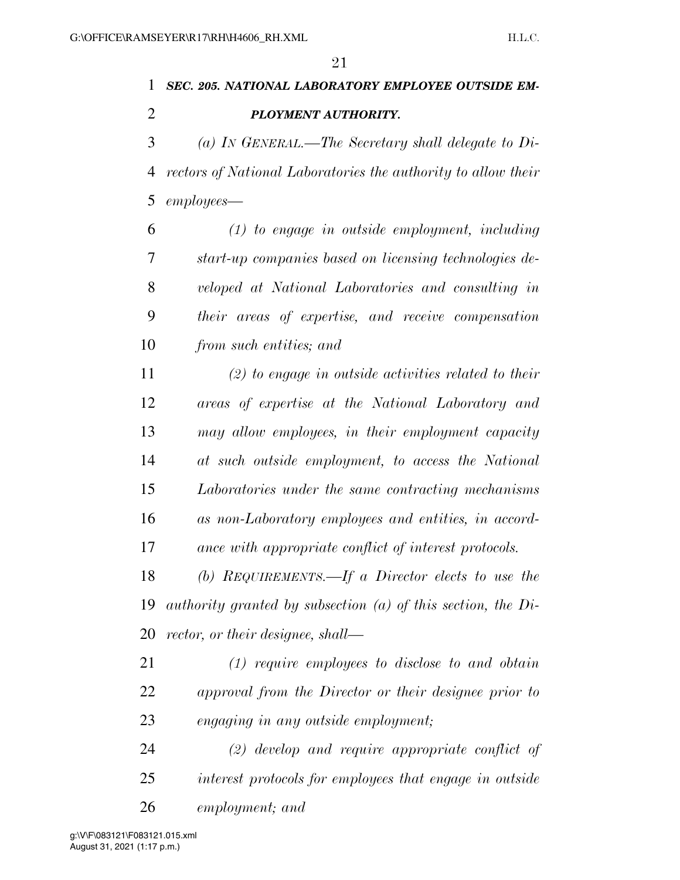***SEC. 205. NATIONAL LABORATORY EMPLOYEE OUTSIDE EMPLOYMENT AUTHORITY.***

*(a) IN GENERAL.—The Secretary shall delegate to Directors of National Laboratories the authority to allow their employees—*

*(1) to engage in outside employment, including start-up companies based on licensing technologies developed at National Laboratories and consulting in their areas of expertise, and receive compensation from such entities; and*

*(2) to engage in outside activities related to their areas of expertise at the National Laboratory and may allow employees, in their employment capacity at such outside employment, to access the National Laboratories under the same contracting mechanisms as non-Laboratory employees and entities, in accordance with appropriate conflict of interest protocols.*

*(b) REQUIREMENTS.—If a Director elects to use the authority granted by subsection (a) of this section, the Director, or their designee, shall—*

*(1) require employees to disclose to and obtain approval from the Director or their designee prior to engaging in any outside employment;*

*(2) develop and require appropriate conflict of interest protocols for employees that engage in outside employment; and*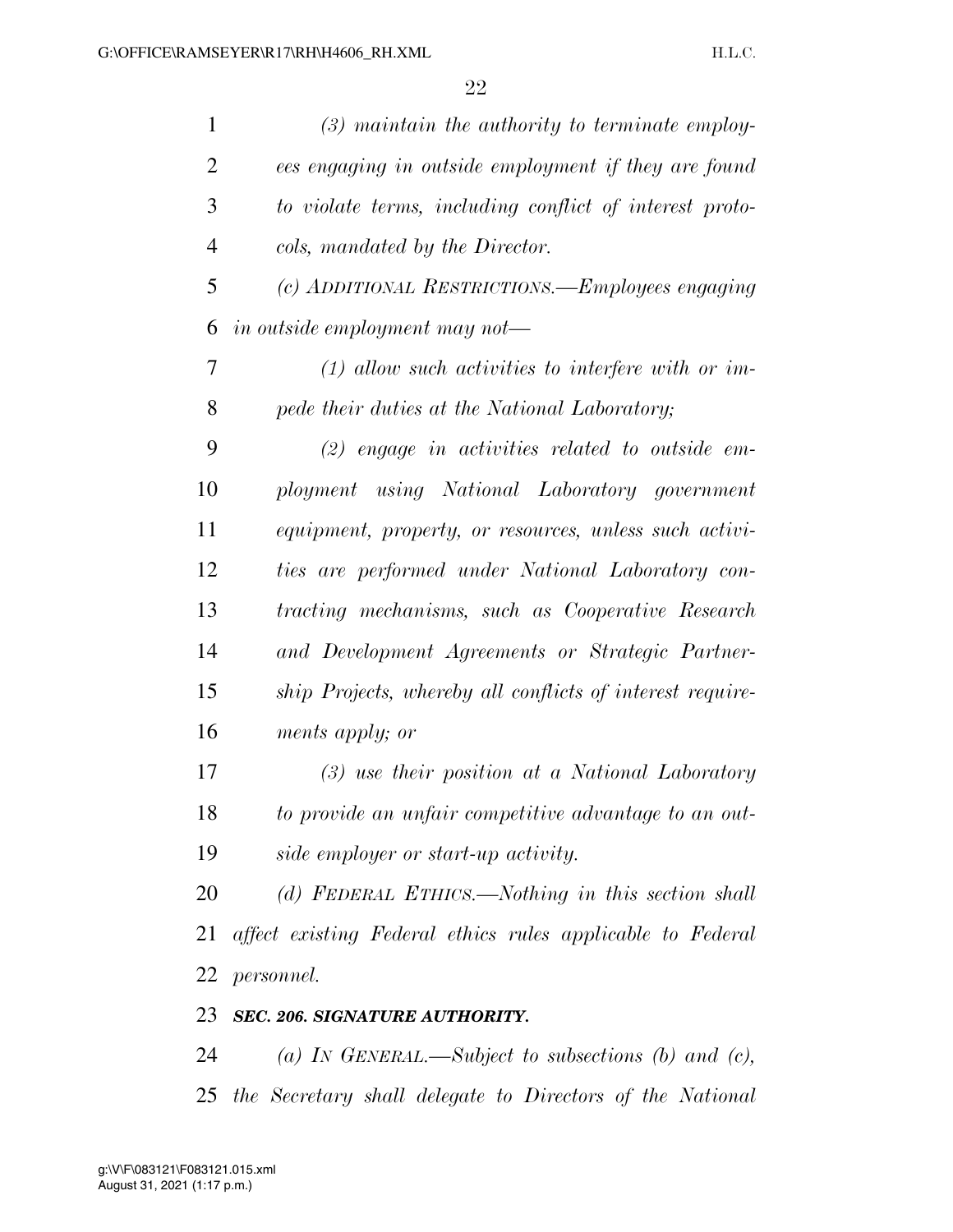*(3) maintain the authority to terminate employees engaging in outside employment if they are found to violate terms, including conflict of interest protocols, mandated by the Director.*

*(c) ADDITIONAL RESTRICTIONS.—Employees engaging in outside employment may not—*

*(1) allow such activities to interfere with or impede their duties at the National Laboratory;*

*(2) engage in activities related to outside employment using National Laboratory government equipment, property, or resources, unless such activities are performed under National Laboratory contracting mechanisms, such as Cooperative Research and Development Agreements or Strategic Partnership Projects, whereby all conflicts of interest requirements apply; or*

*(3) use their position at a National Laboratory to provide an unfair competitive advantage to an outside employer or start-up activity.*

*(d) FEDERAL ETHICS.—Nothing in this section shall affect existing Federal ethics rules applicable to Federal personnel.*

***SEC. 206. SIGNATURE AUTHORITY.***

*(a) IN GENERAL.—Subject to subsections (b) and (c), the Secretary shall delegate to Directors of the National*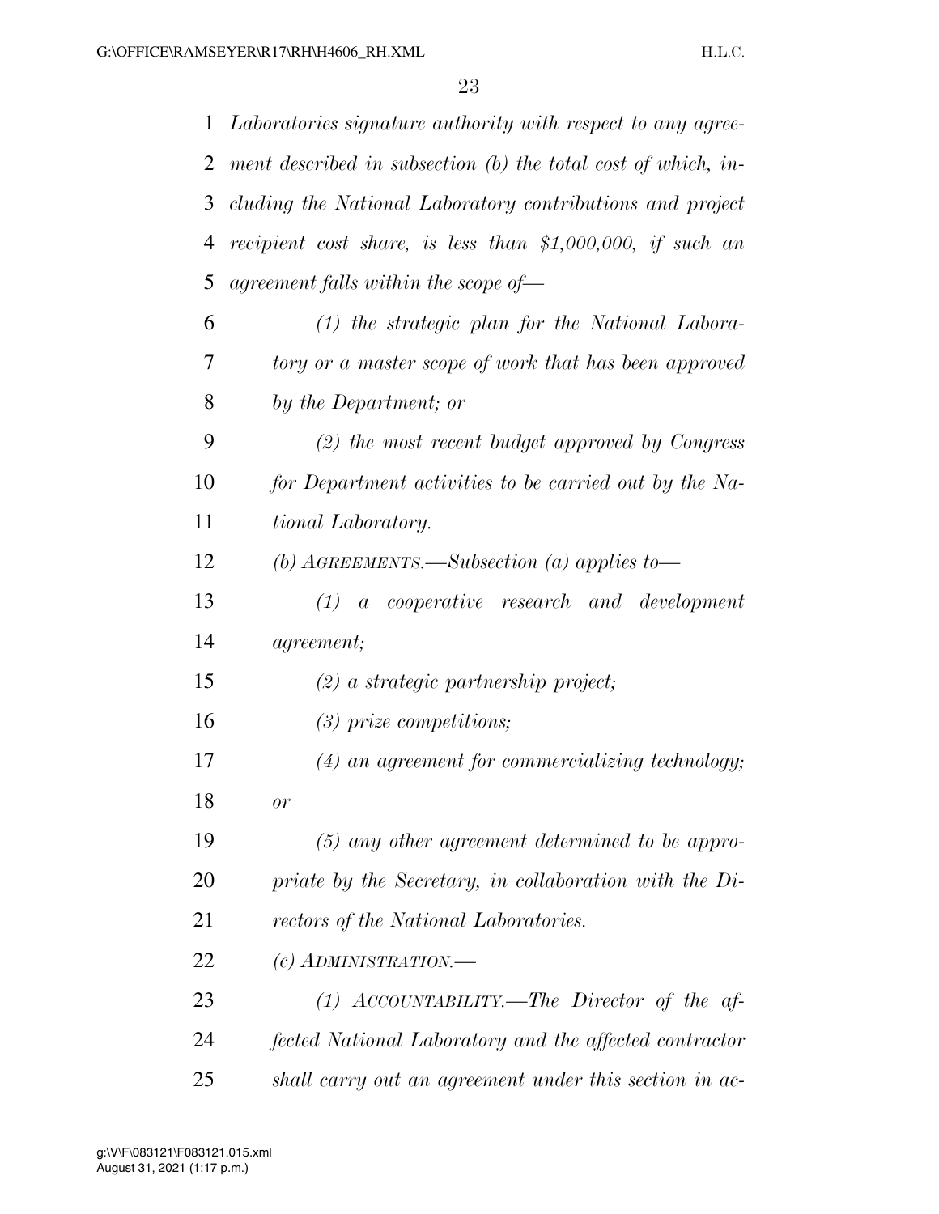*Laboratories signature authority with respect to any agreement described in subsection (b) the total cost of which, including the National Laboratory contributions and project recipient cost share, is less than $1,000,000, if such an agreement falls within the scope of—*

*(1) the strategic plan for the National Laboratory or a master scope of work that has been approved by the Department; or*

*(2) the most recent budget approved by Congress for Department activities to be carried out by the National Laboratory.*

*(b) AGREEMENTS.—Subsection (a) applies to—*

*(1) a cooperative research and development agreement;*

*(2) a strategic partnership project;*

*(3) prize competitions;*

*(4) an agreement for commercializing technology; or*

*(5) any other agreement determined to be appropriate by the Secretary, in collaboration with the Directors of the National Laboratories.*

*(c) ADMINISTRATION.—*

*(1) ACCOUNTABILITY.—The Director of the affected National Laboratory and the affected contractor shall carry out an agreement under this section in ac-*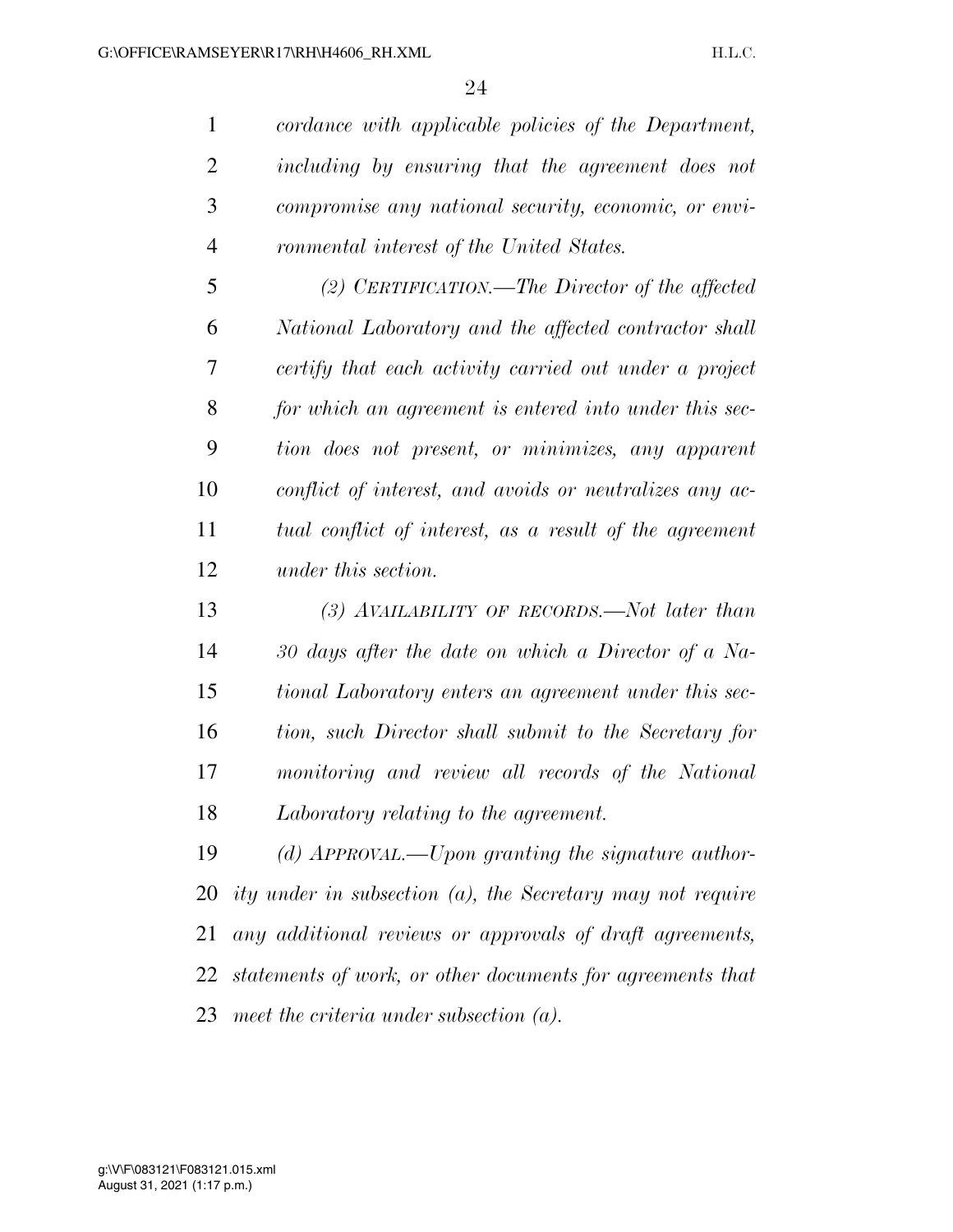*cordance with applicable policies of the Department, including by ensuring that the agreement does not compromise any national security, economic, or environmental interest of the United States.*

*(2) CERTIFICATION.—The Director of the affected National Laboratory and the affected contractor shall certify that each activity carried out under a project for which an agreement is entered into under this section does not present, or minimizes, any apparent conflict of interest, and avoids or neutralizes any actual conflict of interest, as a result of the agreement under this section.*

*(3) AVAILABILITY OF RECORDS.—Not later than 30 days after the date on which a Director of a National Laboratory enters an agreement under this section, such Director shall submit to the Secretary for monitoring and review all records of the National Laboratory relating to the agreement.*

*(d) APPROVAL.—Upon granting the signature authority under in subsection (a), the Secretary may not require any additional reviews or approvals of draft agreements, statements of work, or other documents for agreements that meet the criteria under subsection (a).*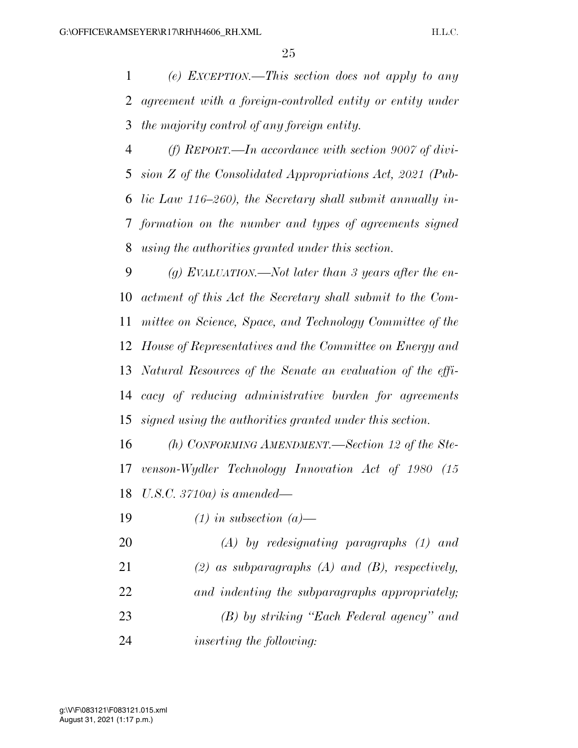*(e) EXCEPTION.—This section does not apply to any agreement with a foreign-controlled entity or entity under the majority control of any foreign entity.*

*(f) REPORT.—In accordance with section 9007 of division Z of the Consolidated Appropriations Act, 2021 (Public Law 116–260), the Secretary shall submit annually information on the number and types of agreements signed using the authorities granted under this section.*

*(g) EVALUATION.—Not later than 3 years after the enactment of this Act the Secretary shall submit to the Committee on Science, Space, and Technology Committee of the House of Representatives and the Committee on Energy and Natural Resources of the Senate an evaluation of the efficacy of reducing administrative burden for agreements signed using the authorities granted under this section.*

*(h) CONFORMING AMENDMENT.—Section 12 of the Stevenson-Wydler Technology Innovation Act of 1980 (15 U.S.C. 3710a) is amended—*

*(1) in subsection (a)—*

*(A) by redesignating paragraphs (1) and (2) as subparagraphs (A) and (B), respectively, and indenting the subparagraphs appropriately;*

*(B) by striking "Each Federal agency" and inserting the following:*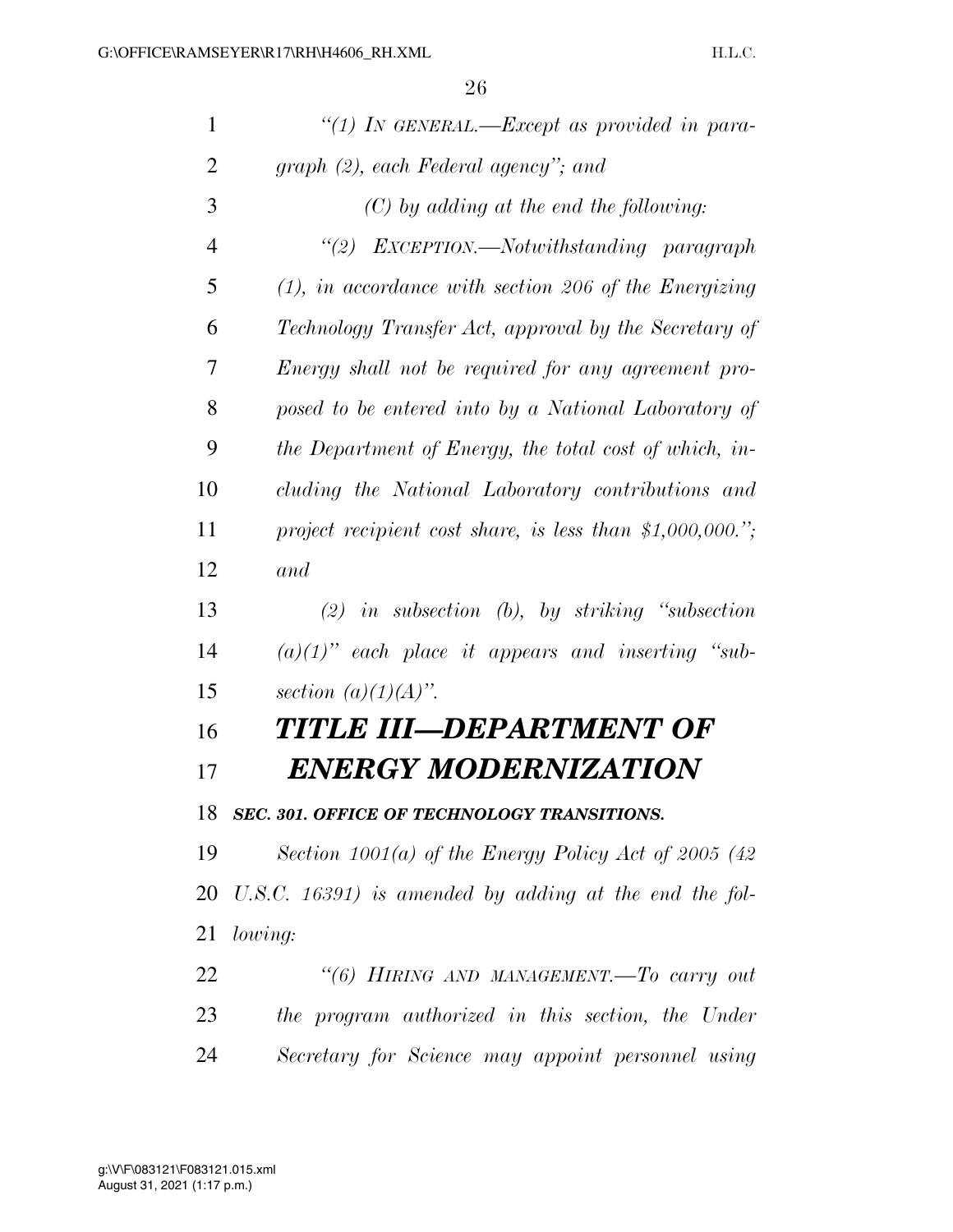*"(1) IN GENERAL.—Except as provided in paragraph (2), each Federal agency"; and*

*(C) by adding at the end the following:*

*"(2) EXCEPTION.—Notwithstanding paragraph (1), in accordance with section 206 of the Energizing Technology Transfer Act, approval by the Secretary of Energy shall not be required for any agreement proposed to be entered into by a National Laboratory of the Department of Energy, the total cost of which, including the National Laboratory contributions and project recipient cost share, is less than $1,000,000."; and*

*(2) in subsection (b), by striking "subsection (a)(1)" each place it appears and inserting "subsection (a)(1)(A)".*

# *TITLE III—DEPARTMENT OF ENERGY MODERNIZATION*

### *SEC. 301. OFFICE OF TECHNOLOGY TRANSITIONS.*

*Section 1001(a) of the Energy Policy Act of 2005 (42 U.S.C. 16391) is amended by adding at the end the following:*

*"(6) HIRING AND MANAGEMENT.—To carry out the program authorized in this section, the Under Secretary for Science may appoint personnel using*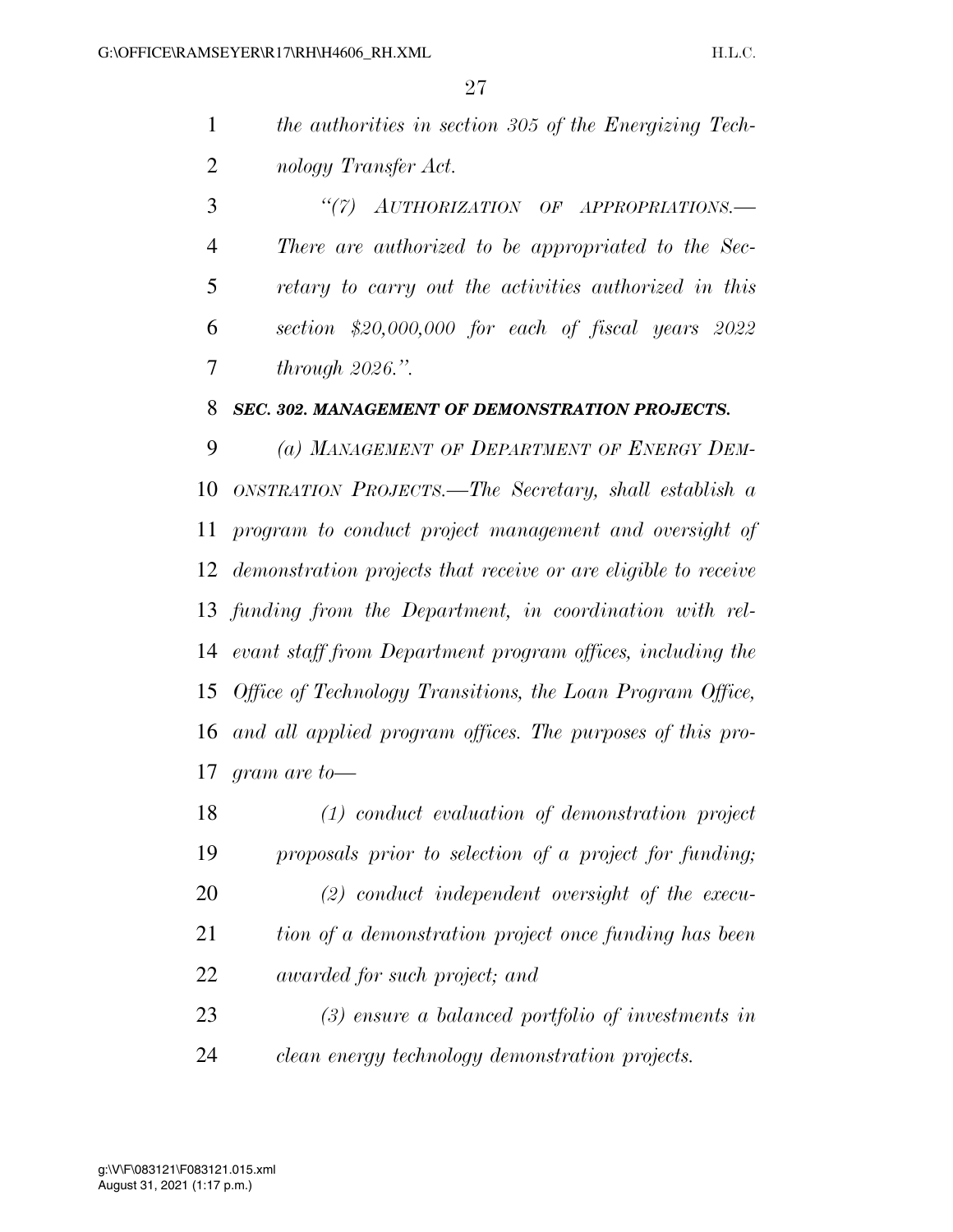*the authorities in section 305 of the Energizing Technology Transfer Act.*

*"(7) AUTHORIZATION OF APPROPRIATIONS.—There are authorized to be appropriated to the Secretary to carry out the activities authorized in this section $20,000,000 for each of fiscal years 2022 through 2026.".*

***SEC. 302. MANAGEMENT OF DEMONSTRATION PROJECTS.***

*(a) MANAGEMENT OF DEPARTMENT OF ENERGY DEMONSTRATION PROJECTS.—The Secretary, shall establish a program to conduct project management and oversight of demonstration projects that receive or are eligible to receive funding from the Department, in coordination with relevant staff from Department program offices, including the Office of Technology Transitions, the Loan Program Office, and all applied program offices. The purposes of this program are to—*

*(1) conduct evaluation of demonstration project proposals prior to selection of a project for funding;*

*(2) conduct independent oversight of the execution of a demonstration project once funding has been awarded for such project; and*

*(3) ensure a balanced portfolio of investments in clean energy technology demonstration projects.*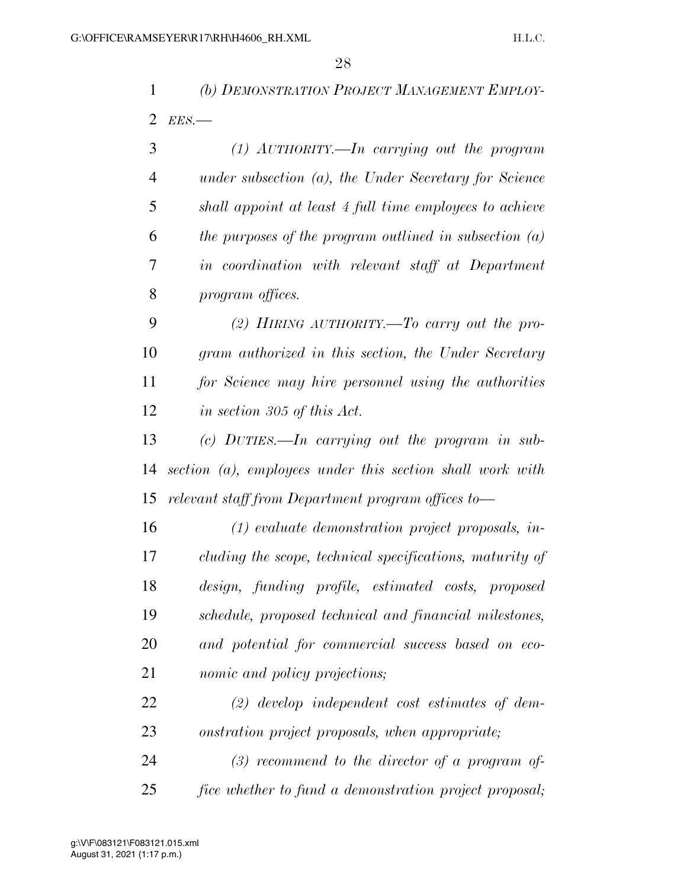*(b) DEMONSTRATION PROJECT MANAGEMENT EMPLOYEES.—*

*(1) AUTHORITY.—In carrying out the program under subsection (a), the Under Secretary for Science shall appoint at least 4 full time employees to achieve the purposes of the program outlined in subsection (a) in coordination with relevant staff at Department program offices.*

*(2) HIRING AUTHORITY.—To carry out the program authorized in this section, the Under Secretary for Science may hire personnel using the authorities in section 305 of this Act.*

*(c) DUTIES.—In carrying out the program in subsection (a), employees under this section shall work with relevant staff from Department program offices to—*

*(1) evaluate demonstration project proposals, including the scope, technical specifications, maturity of design, funding profile, estimated costs, proposed schedule, proposed technical and financial milestones, and potential for commercial success based on economic and policy projections;*

*(2) develop independent cost estimates of demonstration project proposals, when appropriate;*

*(3) recommend to the director of a program office whether to fund a demonstration project proposal;*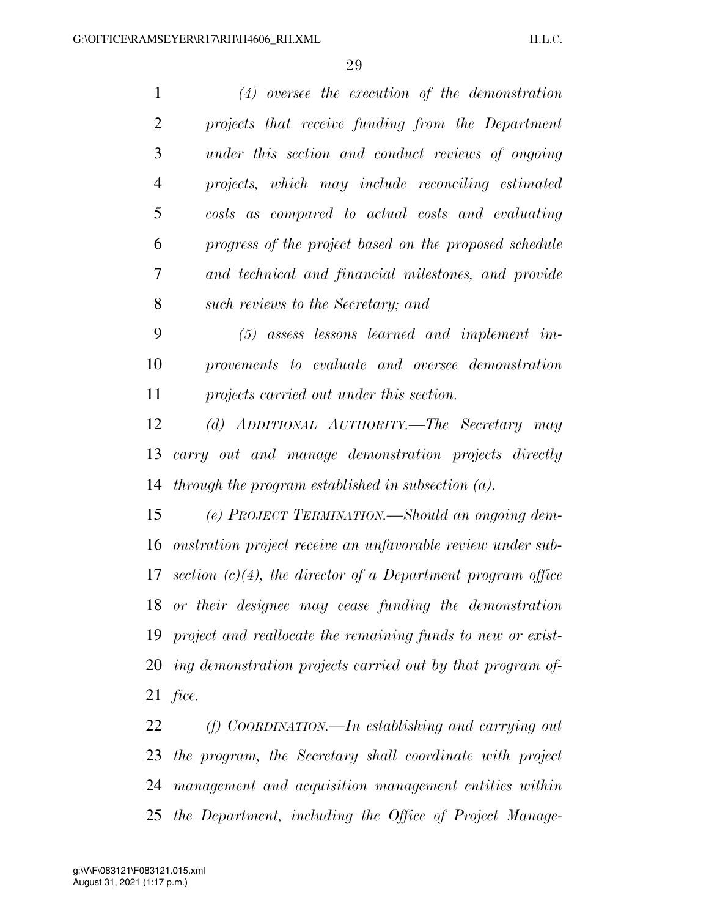*(4) oversee the execution of the demonstration projects that receive funding from the Department under this section and conduct reviews of ongoing projects, which may include reconciling estimated costs as compared to actual costs and evaluating progress of the project based on the proposed schedule and technical and financial milestones, and provide such reviews to the Secretary; and*

*(5) assess lessons learned and implement improvements to evaluate and oversee demonstration projects carried out under this section.*

*(d) ADDITIONAL AUTHORITY.—The Secretary may carry out and manage demonstration projects directly through the program established in subsection (a).*

*(e) PROJECT TERMINATION.—Should an ongoing demonstration project receive an unfavorable review under subsection (c)(4), the director of a Department program office or their designee may cease funding the demonstration project and reallocate the remaining funds to new or existing demonstration projects carried out by that program office.*

*(f) COORDINATION.—In establishing and carrying out the program, the Secretary shall coordinate with project management and acquisition management entities within the Department, including the Office of Project Manage-*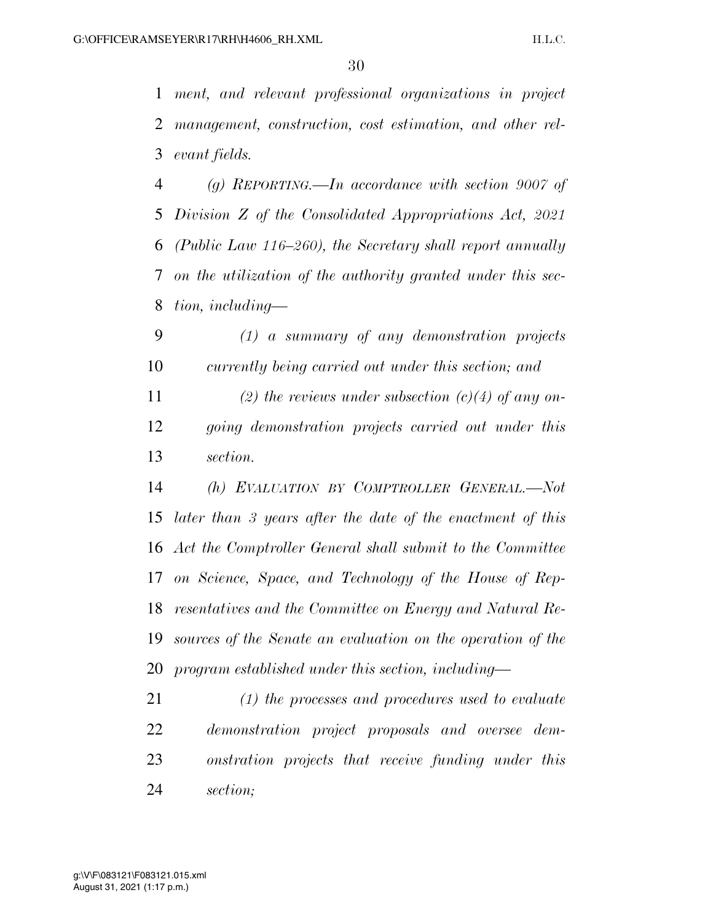*ment, and relevant professional organizations in project management, construction, cost estimation, and other relevant fields.*

*(g) REPORTING.—In accordance with section 9007 of Division Z of the Consolidated Appropriations Act, 2021 (Public Law 116–260), the Secretary shall report annually on the utilization of the authority granted under this section, including—*

*(1) a summary of any demonstration projects currently being carried out under this section; and*

*(2) the reviews under subsection (c)(4) of any ongoing demonstration projects carried out under this section.*

*(h) EVALUATION BY COMPTROLLER GENERAL.—Not later than 3 years after the date of the enactment of this Act the Comptroller General shall submit to the Committee on Science, Space, and Technology of the House of Representatives and the Committee on Energy and Natural Resources of the Senate an evaluation on the operation of the program established under this section, including—*

*(1) the processes and procedures used to evaluate demonstration project proposals and oversee demonstration projects that receive funding under this section;*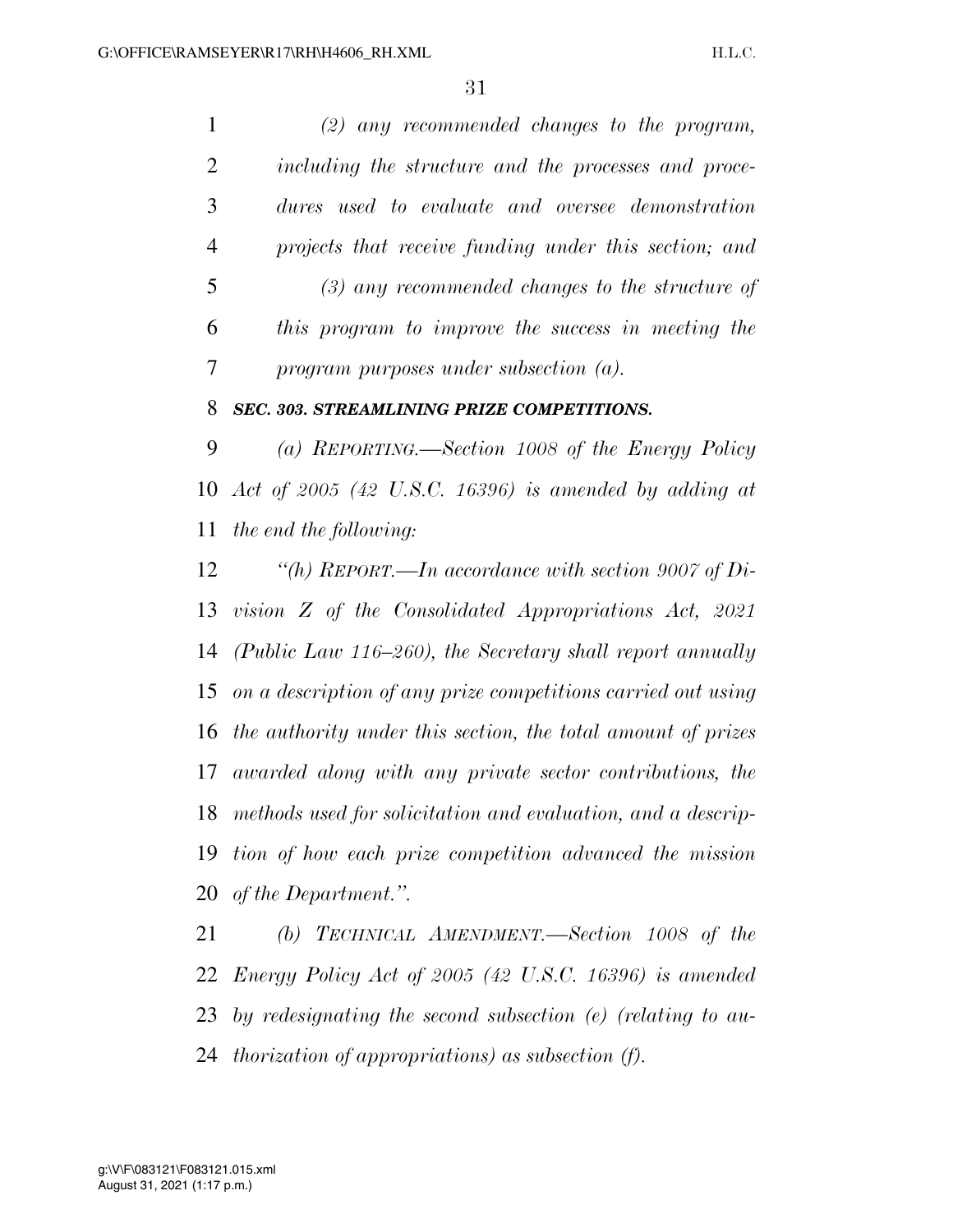*(2) any recommended changes to the program, including the structure and the processes and procedures used to evaluate and oversee demonstration projects that receive funding under this section; and*

*(3) any recommended changes to the structure of this program to improve the success in meeting the program purposes under subsection (a).*

***SEC. 303. STREAMLINING PRIZE COMPETITIONS.***

*(a) REPORTING.—Section 1008 of the Energy Policy Act of 2005 (42 U.S.C. 16396) is amended by adding at the end the following:*

*"(h) REPORT.—In accordance with section 9007 of Division Z of the Consolidated Appropriations Act, 2021 (Public Law 116–260), the Secretary shall report annually on a description of any prize competitions carried out using the authority under this section, the total amount of prizes awarded along with any private sector contributions, the methods used for solicitation and evaluation, and a description of how each prize competition advanced the mission of the Department.".*

*(b) TECHNICAL AMENDMENT.—Section 1008 of the Energy Policy Act of 2005 (42 U.S.C. 16396) is amended by redesignating the second subsection (e) (relating to authorization of appropriations) as subsection (f).*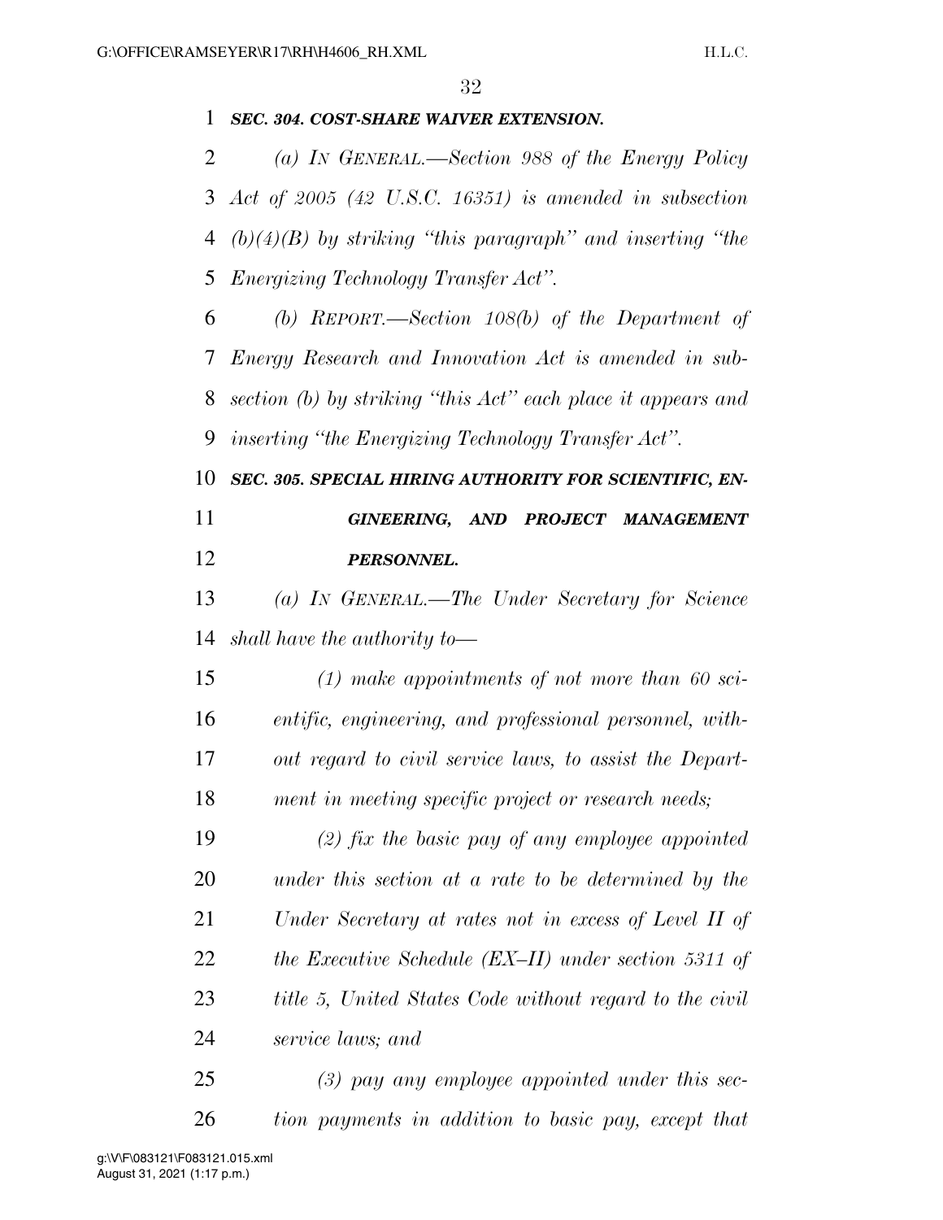***SEC. 304. COST-SHARE WAIVER EXTENSION.***

*(a) IN GENERAL.—Section 988 of the Energy Policy Act of 2005 (42 U.S.C. 16351) is amended in subsection (b)(4)(B) by striking "this paragraph" and inserting "the Energizing Technology Transfer Act".*

*(b) REPORT.—Section 108(b) of the Department of Energy Research and Innovation Act is amended in subsection (b) by striking "this Act" each place it appears and inserting "the Energizing Technology Transfer Act".*

***SEC. 305. SPECIAL HIRING AUTHORITY FOR SCIENTIFIC, ENGINEERING, AND PROJECT MANAGEMENT PERSONNEL.***

*(a) IN GENERAL.—The Under Secretary for Science shall have the authority to—*

*(1) make appointments of not more than 60 scientific, engineering, and professional personnel, without regard to civil service laws, to assist the Department in meeting specific project or research needs;*

*(2) fix the basic pay of any employee appointed under this section at a rate to be determined by the Under Secretary at rates not in excess of Level II of the Executive Schedule (EX–II) under section 5311 of title 5, United States Code without regard to the civil service laws; and*

*(3) pay any employee appointed under this section payments in addition to basic pay, except that*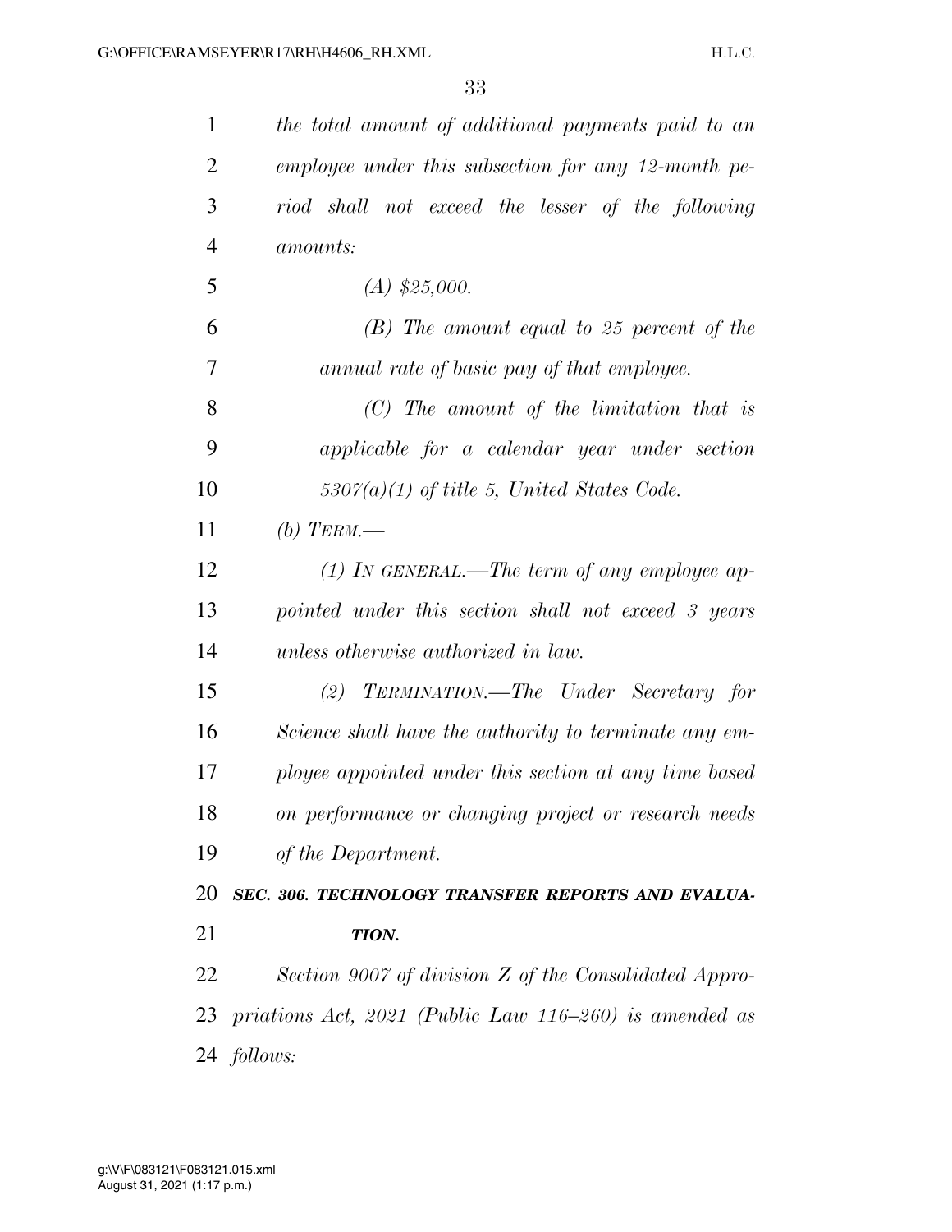*the total amount of additional payments paid to an employee under this subsection for any 12-month period shall not exceed the lesser of the following amounts:*

*(A) $25,000.*

*(B) The amount equal to 25 percent of the annual rate of basic pay of that employee.*

*(C) The amount of the limitation that is applicable for a calendar year under section 5307(a)(1) of title 5, United States Code.*

*(b) TERM.—*

*(1) IN GENERAL.—The term of any employee appointed under this section shall not exceed 3 years unless otherwise authorized in law.*

*(2) TERMINATION.—The Under Secretary for Science shall have the authority to terminate any employee appointed under this section at any time based on performance or changing project or research needs of the Department.*

***SEC. 306. TECHNOLOGY TRANSFER REPORTS AND EVALUATION.***

*Section 9007 of division Z of the Consolidated Appropriations Act, 2021 (Public Law 116–260) is amended as follows:*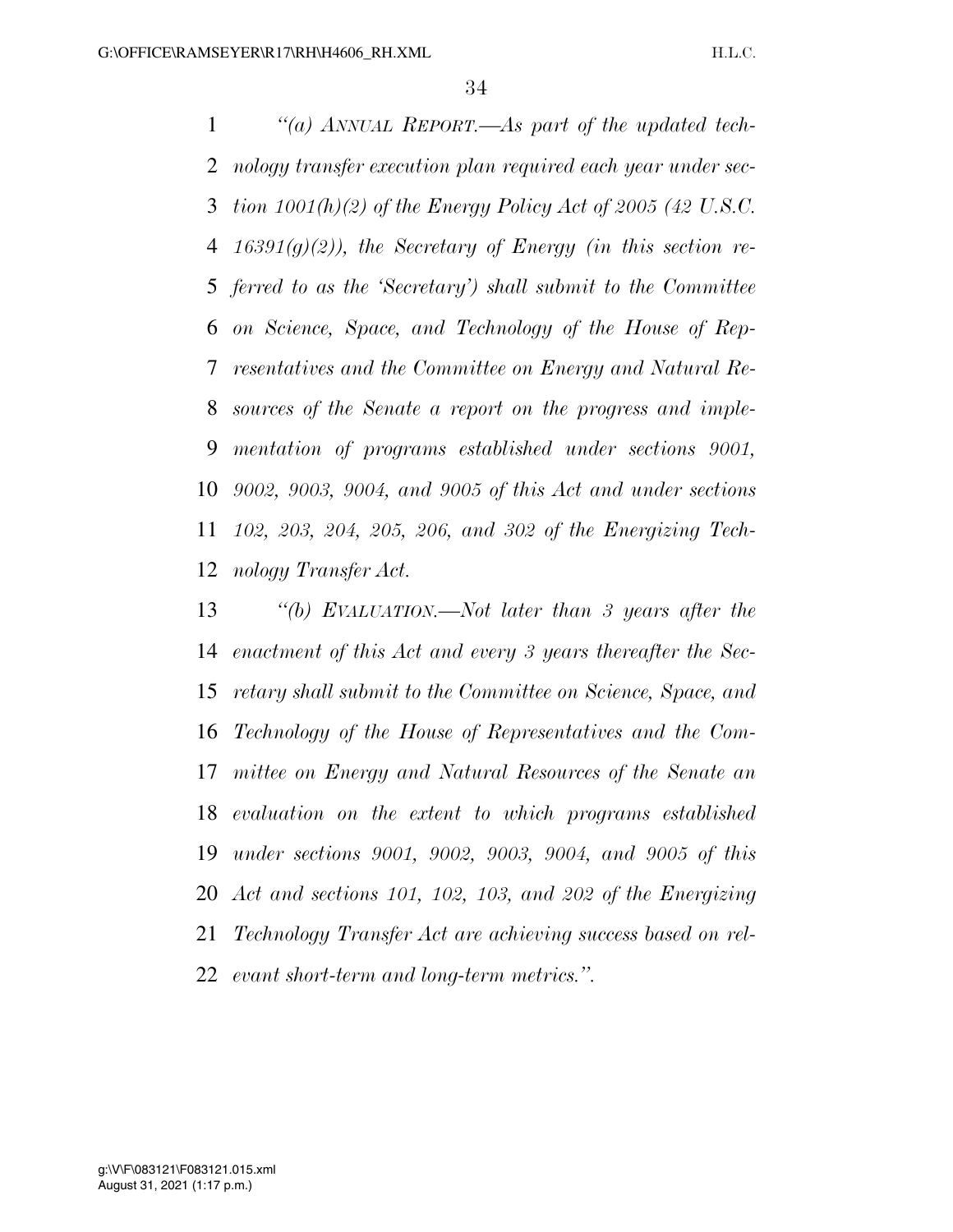*"(a) ANNUAL REPORT.—As part of the updated technology transfer execution plan required each year under section 1001(h)(2) of the Energy Policy Act of 2005 (42 U.S.C. 16391(g)(2)), the Secretary of Energy (in this section referred to as the 'Secretary') shall submit to the Committee on Science, Space, and Technology of the House of Representatives and the Committee on Energy and Natural Resources of the Senate a report on the progress and implementation of programs established under sections 9001, 9002, 9003, 9004, and 9005 of this Act and under sections 102, 203, 204, 205, 206, and 302 of the Energizing Technology Transfer Act.*

*"(b) EVALUATION.—Not later than 3 years after the enactment of this Act and every 3 years thereafter the Secretary shall submit to the Committee on Science, Space, and Technology of the House of Representatives and the Committee on Energy and Natural Resources of the Senate an evaluation on the extent to which programs established under sections 9001, 9002, 9003, 9004, and 9005 of this Act and sections 101, 102, 103, and 202 of the Energizing Technology Transfer Act are achieving success based on relevant short-term and long-term metrics.".*